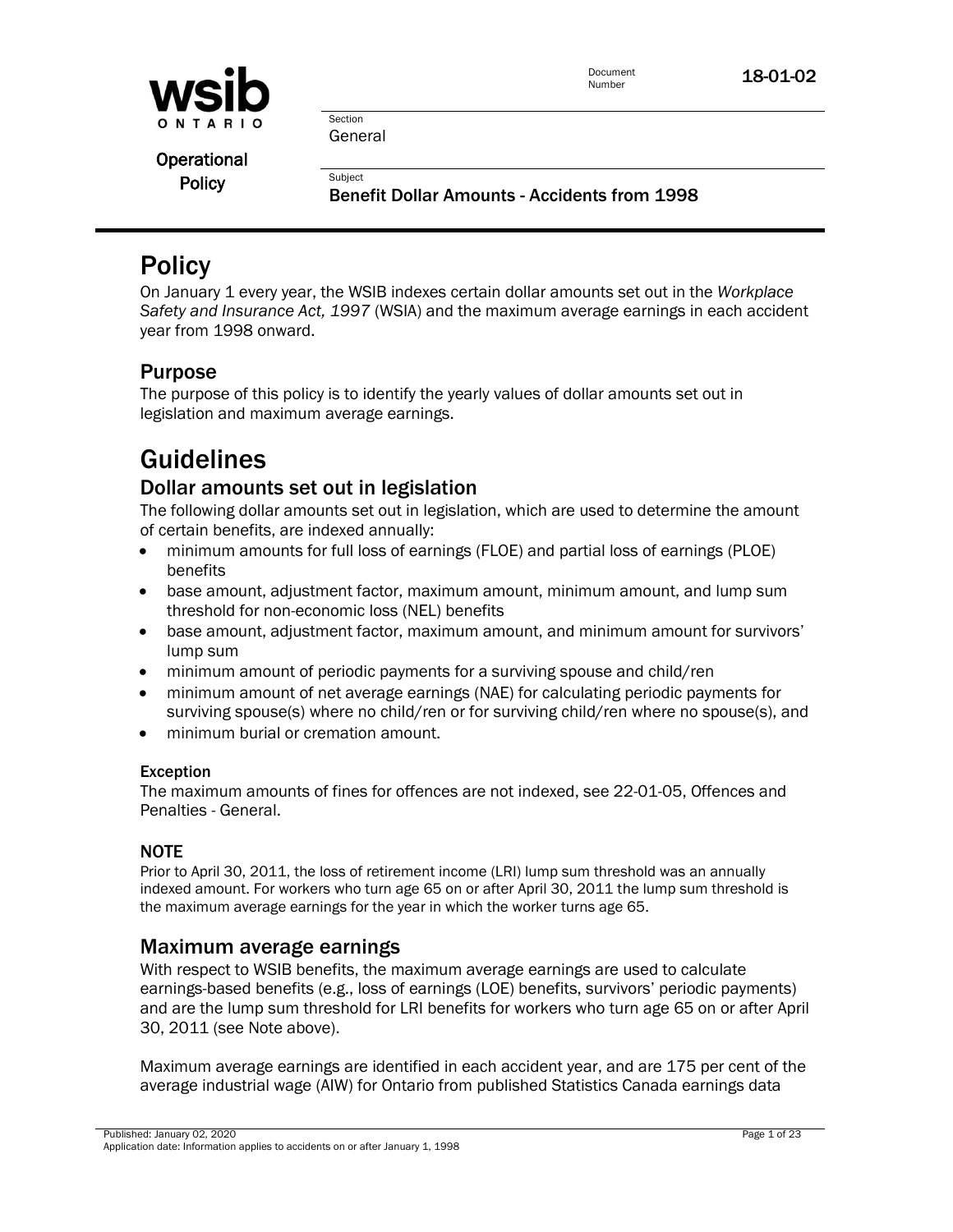wsib ONTARIO

Operational Policy

Document Number 18-01-02

Section
General

Subject
**Benefit Dollar Amounts - Accidents from 1998**

# Policy

On January 1 every year, the WSIB indexes certain dollar amounts set out in the *Workplace Safety and Insurance Act, 1997* (WSIA) and the maximum average earnings in each accident year from 1998 onward.

## Purpose

The purpose of this policy is to identify the yearly values of dollar amounts set out in legislation and maximum average earnings.

# Guidelines

## Dollar amounts set out in legislation

The following dollar amounts set out in legislation, which are used to determine the amount of certain benefits, are indexed annually:

- minimum amounts for full loss of earnings (FLOE) and partial loss of earnings (PLOE) benefits
- base amount, adjustment factor, maximum amount, minimum amount, and lump sum threshold for non-economic loss (NEL) benefits
- base amount, adjustment factor, maximum amount, and minimum amount for survivors' lump sum
- minimum amount of periodic payments for a surviving spouse and child/ren
- minimum amount of net average earnings (NAE) for calculating periodic payments for surviving spouse(s) where no child/ren or for surviving child/ren where no spouse(s), and
- minimum burial or cremation amount.

#### Exception

The maximum amounts of fines for offences are not indexed, see 22-01-05, Offences and Penalties - General.

#### NOTE

Prior to April 30, 2011, the loss of retirement income (LRI) lump sum threshold was an annually indexed amount. For workers who turn age 65 on or after April 30, 2011 the lump sum threshold is the maximum average earnings for the year in which the worker turns age 65.

## Maximum average earnings

With respect to WSIB benefits, the maximum average earnings are used to calculate earnings-based benefits (e.g., loss of earnings (LOE) benefits, survivors' periodic payments) and are the lump sum threshold for LRI benefits for workers who turn age 65 on or after April 30, 2011 (see Note above).

Maximum average earnings are identified in each accident year, and are 175 per cent of the average industrial wage (AIW) for Ontario from published Statistics Canada earnings data

Published: January 02, 2020
Application date: Information applies to accidents on or after January 1, 1998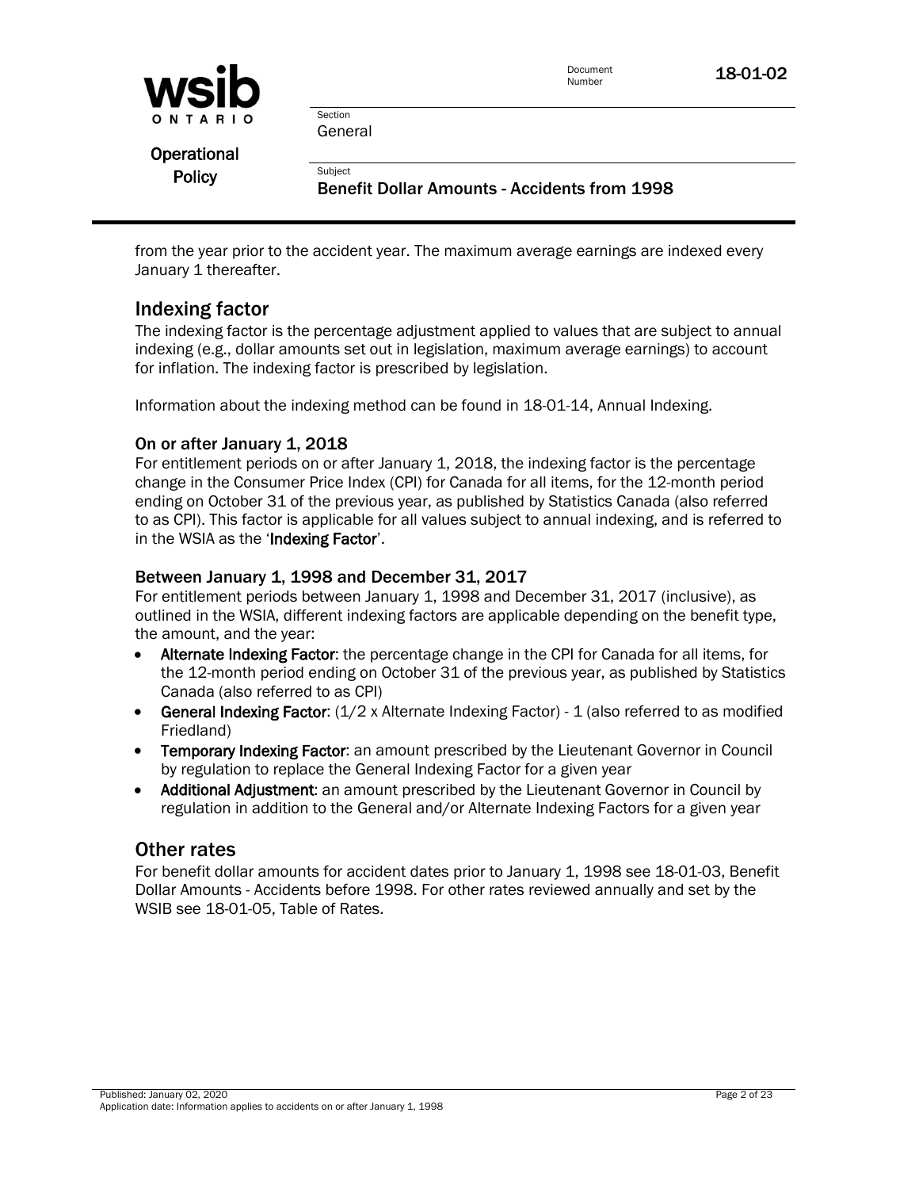from the year prior to the accident year. The maximum average earnings are indexed every January 1 thereafter.

## Indexing factor

The indexing factor is the percentage adjustment applied to values that are subject to annual indexing (e.g., dollar amounts set out in legislation, maximum average earnings) to account for inflation. The indexing factor is prescribed by legislation.

Information about the indexing method can be found in 18-01-14, Annual Indexing.

### On or after January 1, 2018

For entitlement periods on or after January 1, 2018, the indexing factor is the percentage change in the Consumer Price Index (CPI) for Canada for all items, for the 12-month period ending on October 31 of the previous year, as published by Statistics Canada (also referred to as CPI). This factor is applicable for all values subject to annual indexing, and is referred to in the WSIA as the '**Indexing Factor**'.

### Between January 1, 1998 and December 31, 2017

For entitlement periods between January 1, 1998 and December 31, 2017 (inclusive), as outlined in the WSIA, different indexing factors are applicable depending on the benefit type, the amount, and the year:

- **Alternate Indexing Factor**: the percentage change in the CPI for Canada for all items, for the 12-month period ending on October 31 of the previous year, as published by Statistics Canada (also referred to as CPI)
- **General Indexing Factor**: (1/2 x Alternate Indexing Factor) - 1 (also referred to as modified Friedland)
- **Temporary Indexing Factor**: an amount prescribed by the Lieutenant Governor in Council by regulation to replace the General Indexing Factor for a given year
- **Additional Adjustment**: an amount prescribed by the Lieutenant Governor in Council by regulation in addition to the General and/or Alternate Indexing Factors for a given year

## Other rates

For benefit dollar amounts for accident dates prior to January 1, 1998 see 18-01-03, Benefit Dollar Amounts - Accidents before 1998. For other rates reviewed annually and set by the WSIB see 18-01-05, Table of Rates.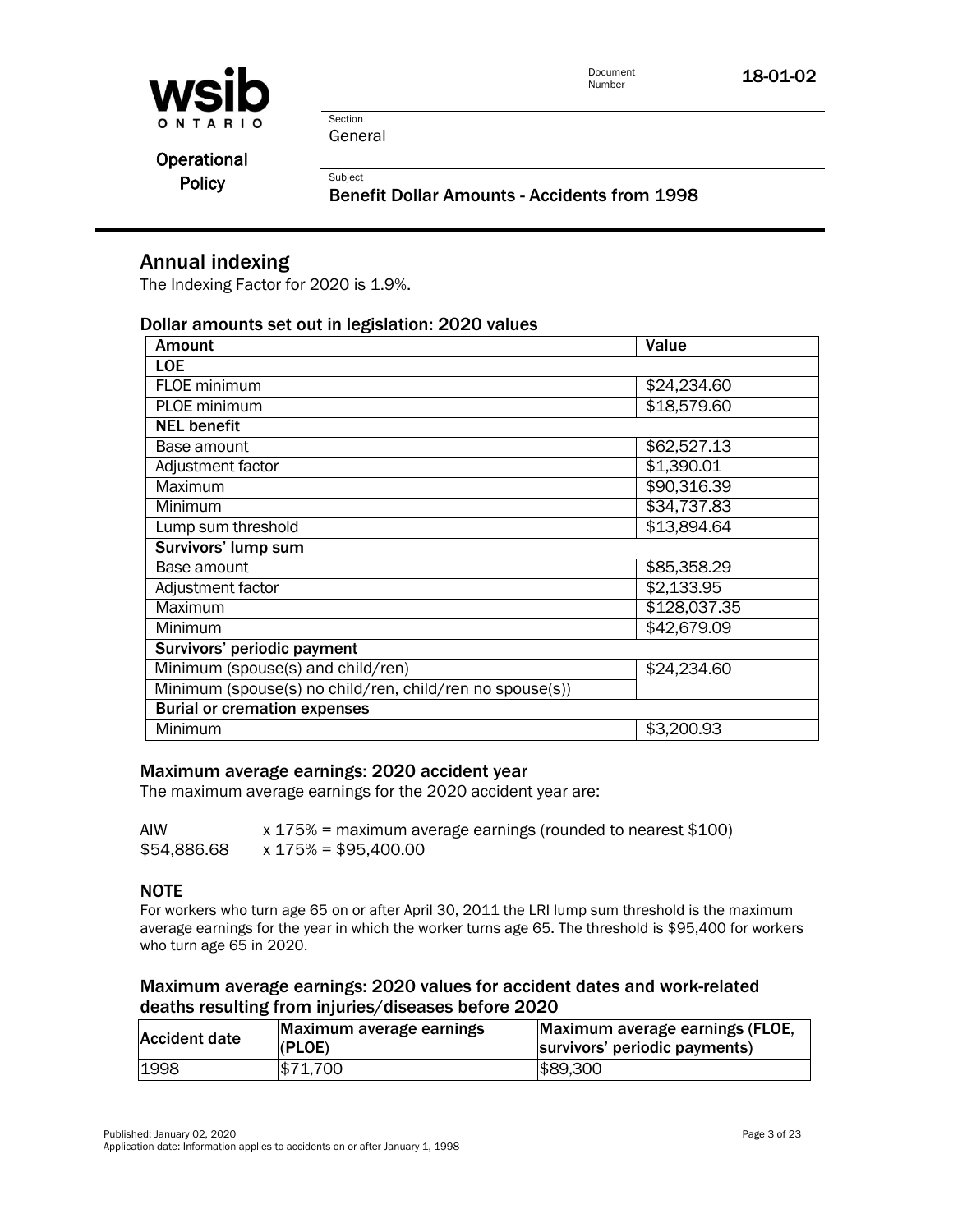## Annual indexing

The Indexing Factor for 2020 is 1.9%.

### Dollar amounts set out in legislation: 2020 values

| Amount | Value |
|---|---|
| **LOE** | |
| FLOE minimum | $24,234.60 |
| PLOE minimum | $18,579.60 |
| **NEL benefit** | |
| Base amount | $62,527.13 |
| Adjustment factor | $1,390.01 |
| Maximum | $90,316.39 |
| Minimum | $34,737.83 |
| Lump sum threshold | $13,894.64 |
| **Survivors' lump sum** | |
| Base amount | $85,358.29 |
| Adjustment factor | $2,133.95 |
| Maximum | $128,037.35 |
| Minimum | $42,679.09 |
| **Survivors' periodic payment** | |
| Minimum (spouse(s) and child/ren) | $24,234.60 |
| Minimum (spouse(s) no child/ren, child/ren no spouse(s)) | |
| **Burial or cremation expenses** | |
| Minimum | $3,200.93 |

### Maximum average earnings: 2020 accident year

The maximum average earnings for the 2020 accident year are:

AIW x 175% = maximum average earnings (rounded to nearest $100)
$54,886.68 x 175% = $95,400.00

### NOTE

For workers who turn age 65 on or after April 30, 2011 the LRI lump sum threshold is the maximum average earnings for the year in which the worker turns age 65. The threshold is $95,400 for workers who turn age 65 in 2020.

### Maximum average earnings: 2020 values for accident dates and work-related deaths resulting from injuries/diseases before 2020

| Accident date | Maximum average earnings (PLOE) | Maximum average earnings (FLOE, survivors' periodic payments) |
|---|---|---|
| 1998 | $71,700 | $89,300 |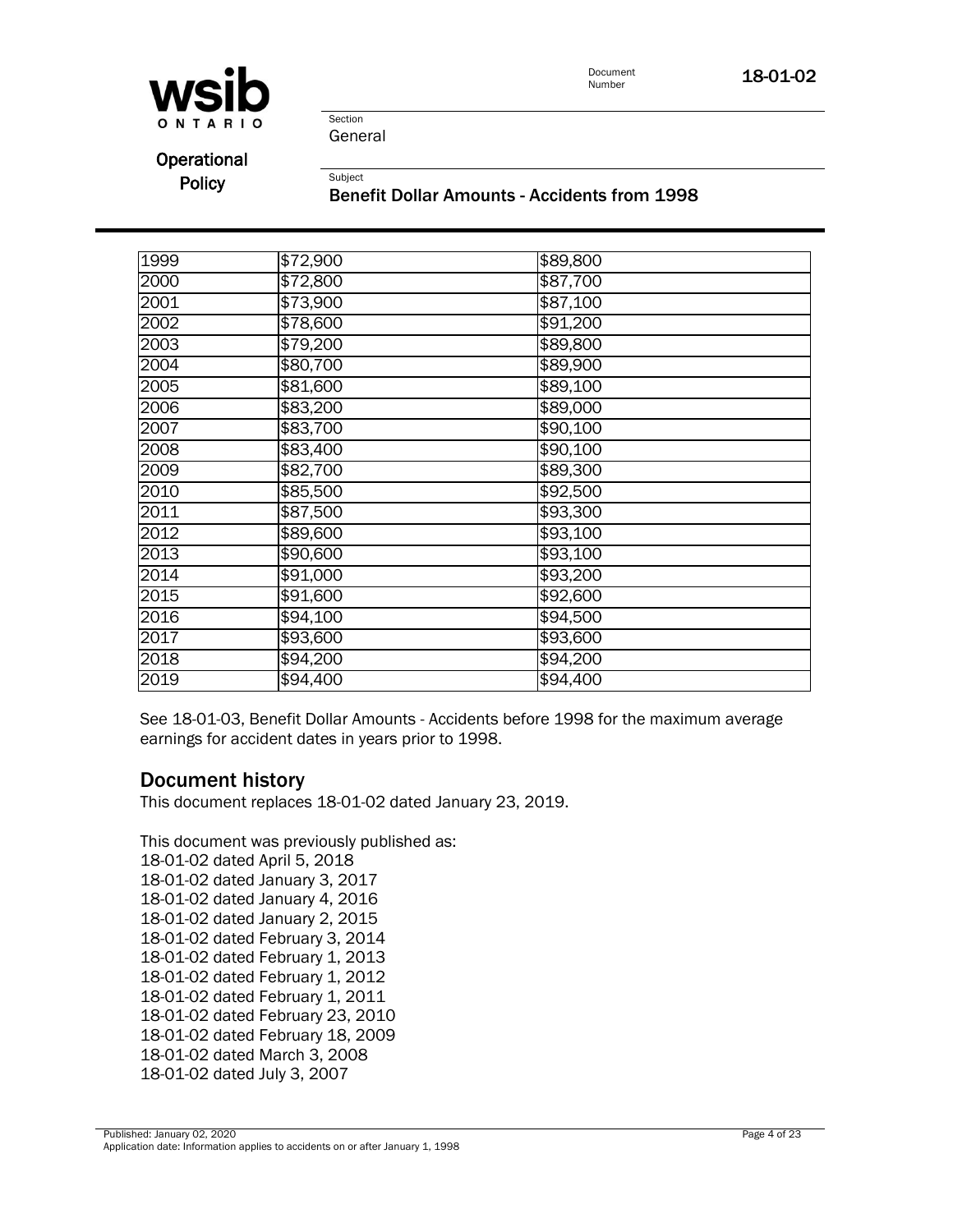| | | |
|---|---|---|
| 1999 | $72,900 | $89,800 |
| 2000 | $72,800 | $87,700 |
| 2001 | $73,900 | $87,100 |
| 2002 | $78,600 | $91,200 |
| 2003 | $79,200 | $89,800 |
| 2004 | $80,700 | $89,900 |
| 2005 | $81,600 | $89,100 |
| 2006 | $83,200 | $89,000 |
| 2007 | $83,700 | $90,100 |
| 2008 | $83,400 | $90,100 |
| 2009 | $82,700 | $89,300 |
| 2010 | $85,500 | $92,500 |
| 2011 | $87,500 | $93,300 |
| 2012 | $89,600 | $93,100 |
| 2013 | $90,600 | $93,100 |
| 2014 | $91,000 | $93,200 |
| 2015 | $91,600 | $92,600 |
| 2016 | $94,100 | $94,500 |
| 2017 | $93,600 | $93,600 |
| 2018 | $94,200 | $94,200 |
| 2019 | $94,400 | $94,400 |

See 18-01-03, Benefit Dollar Amounts - Accidents before 1998 for the maximum average earnings for accident dates in years prior to 1998.

## Document history

This document replaces 18-01-02 dated January 23, 2019.

This document was previously published as:
18-01-02 dated April 5, 2018
18-01-02 dated January 3, 2017
18-01-02 dated January 4, 2016
18-01-02 dated January 2, 2015
18-01-02 dated February 3, 2014
18-01-02 dated February 1, 2013
18-01-02 dated February 1, 2012
18-01-02 dated February 1, 2011
18-01-02 dated February 23, 2010
18-01-02 dated February 18, 2009
18-01-02 dated March 3, 2008
18-01-02 dated July 3, 2007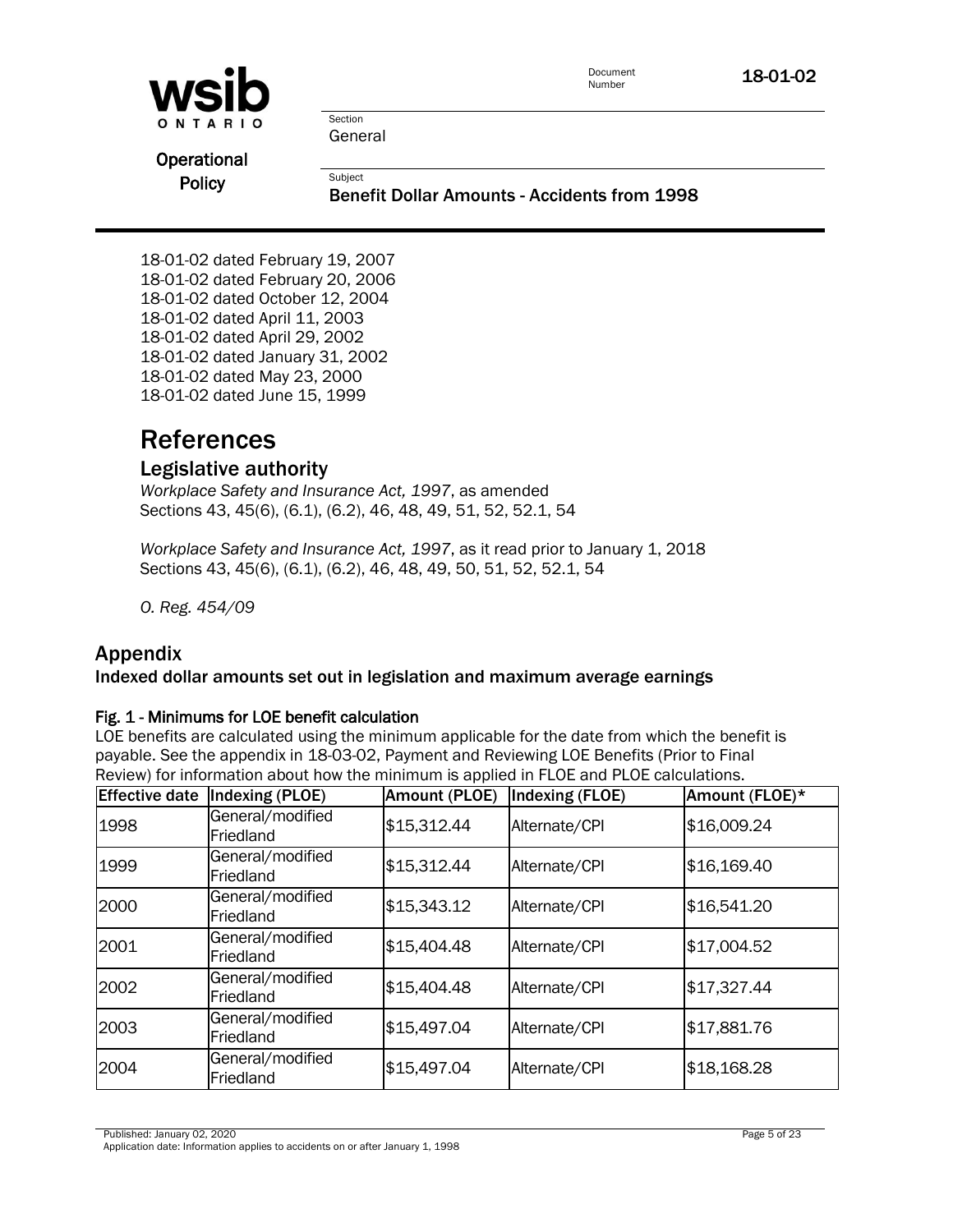18-01-02 dated February 19, 2007
18-01-02 dated February 20, 2006
18-01-02 dated October 12, 2004
18-01-02 dated April 11, 2003
18-01-02 dated April 29, 2002
18-01-02 dated January 31, 2002
18-01-02 dated May 23, 2000
18-01-02 dated June 15, 1999

# References

## Legislative authority

*Workplace Safety and Insurance Act, 1997*, as amended
Sections 43, 45(6), (6.1), (6.2), 46, 48, 49, 51, 52, 52.1, 54

*Workplace Safety and Insurance Act, 1997*, as it read prior to January 1, 2018
Sections 43, 45(6), (6.1), (6.2), 46, 48, 49, 50, 51, 52, 52.1, 54

*O. Reg. 454/09*

# Appendix

## Indexed dollar amounts set out in legislation and maximum average earnings

**Fig. 1 - Minimums for LOE benefit calculation**

LOE benefits are calculated using the minimum applicable for the date from which the benefit is payable. See the appendix in 18-03-02, Payment and Reviewing LOE Benefits (Prior to Final Review) for information about how the minimum is applied in FLOE and PLOE calculations.

| Effective date | Indexing (PLOE) | Amount (PLOE) | Indexing (FLOE) | Amount (FLOE)* |
|---|---|---|---|---|
| 1998 | General/modified Friedland | $15,312.44 | Alternate/CPI | $16,009.24 |
| 1999 | General/modified Friedland | $15,312.44 | Alternate/CPI | $16,169.40 |
| 2000 | General/modified Friedland | $15,343.12 | Alternate/CPI | $16,541.20 |
| 2001 | General/modified Friedland | $15,404.48 | Alternate/CPI | $17,004.52 |
| 2002 | General/modified Friedland | $15,404.48 | Alternate/CPI | $17,327.44 |
| 2003 | General/modified Friedland | $15,497.04 | Alternate/CPI | $17,881.76 |
| 2004 | General/modified Friedland | $15,497.04 | Alternate/CPI | $18,168.28 |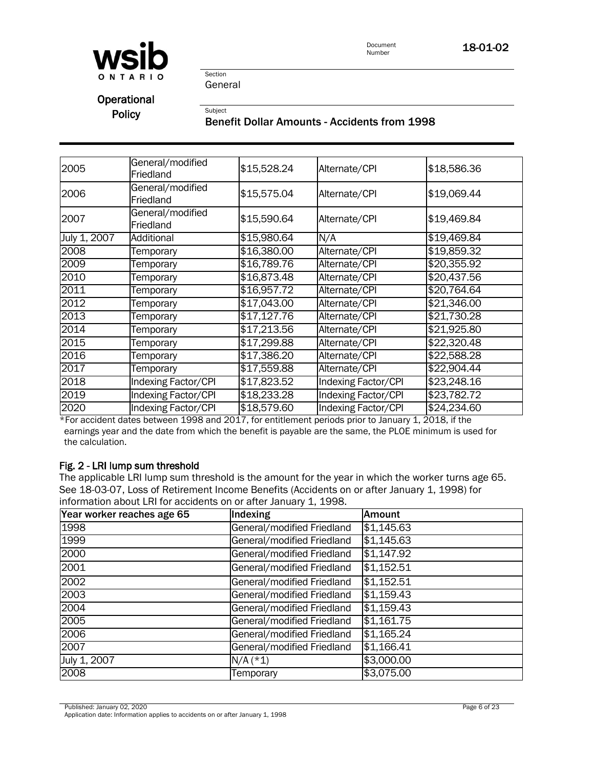| | | | | |
|---|---|---|---|---|
| 2005 | General/modified Friedland | $15,528.24 | Alternate/CPI | $18,586.36 |
| 2006 | General/modified Friedland | $15,575.04 | Alternate/CPI | $19,069.44 |
| 2007 | General/modified Friedland | $15,590.64 | Alternate/CPI | $19,469.84 |
| July 1, 2007 | Additional | $15,980.64 | N/A | $19,469.84 |
| 2008 | Temporary | $16,380.00 | Alternate/CPI | $19,859.32 |
| 2009 | Temporary | $16,789.76 | Alternate/CPI | $20,355.92 |
| 2010 | Temporary | $16,873.48 | Alternate/CPI | $20,437.56 |
| 2011 | Temporary | $16,957.72 | Alternate/CPI | $20,764.64 |
| 2012 | Temporary | $17,043.00 | Alternate/CPI | $21,346.00 |
| 2013 | Temporary | $17,127.76 | Alternate/CPI | $21,730.28 |
| 2014 | Temporary | $17,213.56 | Alternate/CPI | $21,925.80 |
| 2015 | Temporary | $17,299.88 | Alternate/CPI | $22,320.48 |
| 2016 | Temporary | $17,386.20 | Alternate/CPI | $22,588.28 |
| 2017 | Temporary | $17,559.88 | Alternate/CPI | $22,904.44 |
| 2018 | Indexing Factor/CPI | $17,823.52 | Indexing Factor/CPI | $23,248.16 |
| 2019 | Indexing Factor/CPI | $18,233.28 | Indexing Factor/CPI | $23,782.72 |
| 2020 | Indexing Factor/CPI | $18,579.60 | Indexing Factor/CPI | $24,234.60 |

*For accident dates between 1998 and 2017, for entitlement periods prior to January 1, 2018, if the earnings year and the date from which the benefit is payable are the same, the PLOE minimum is used for the calculation.

### Fig. 2 - LRI lump sum threshold

The applicable LRI lump sum threshold is the amount for the year in which the worker turns age 65. See 18-03-07, Loss of Retirement Income Benefits (Accidents on or after January 1, 1998) for information about LRI for accidents on or after January 1, 1998.

| Year worker reaches age 65 | Indexing | Amount |
|---|---|---|
| 1998 | General/modified Friedland | $1,145.63 |
| 1999 | General/modified Friedland | $1,145.63 |
| 2000 | General/modified Friedland | $1,147.92 |
| 2001 | General/modified Friedland | $1,152.51 |
| 2002 | General/modified Friedland | $1,152.51 |
| 2003 | General/modified Friedland | $1,159.43 |
| 2004 | General/modified Friedland | $1,159.43 |
| 2005 | General/modified Friedland | $1,161.75 |
| 2006 | General/modified Friedland | $1,165.24 |
| 2007 | General/modified Friedland | $1,166.41 |
| July 1, 2007 | N/A (*1) | $3,000.00 |
| 2008 | Temporary | $3,075.00 |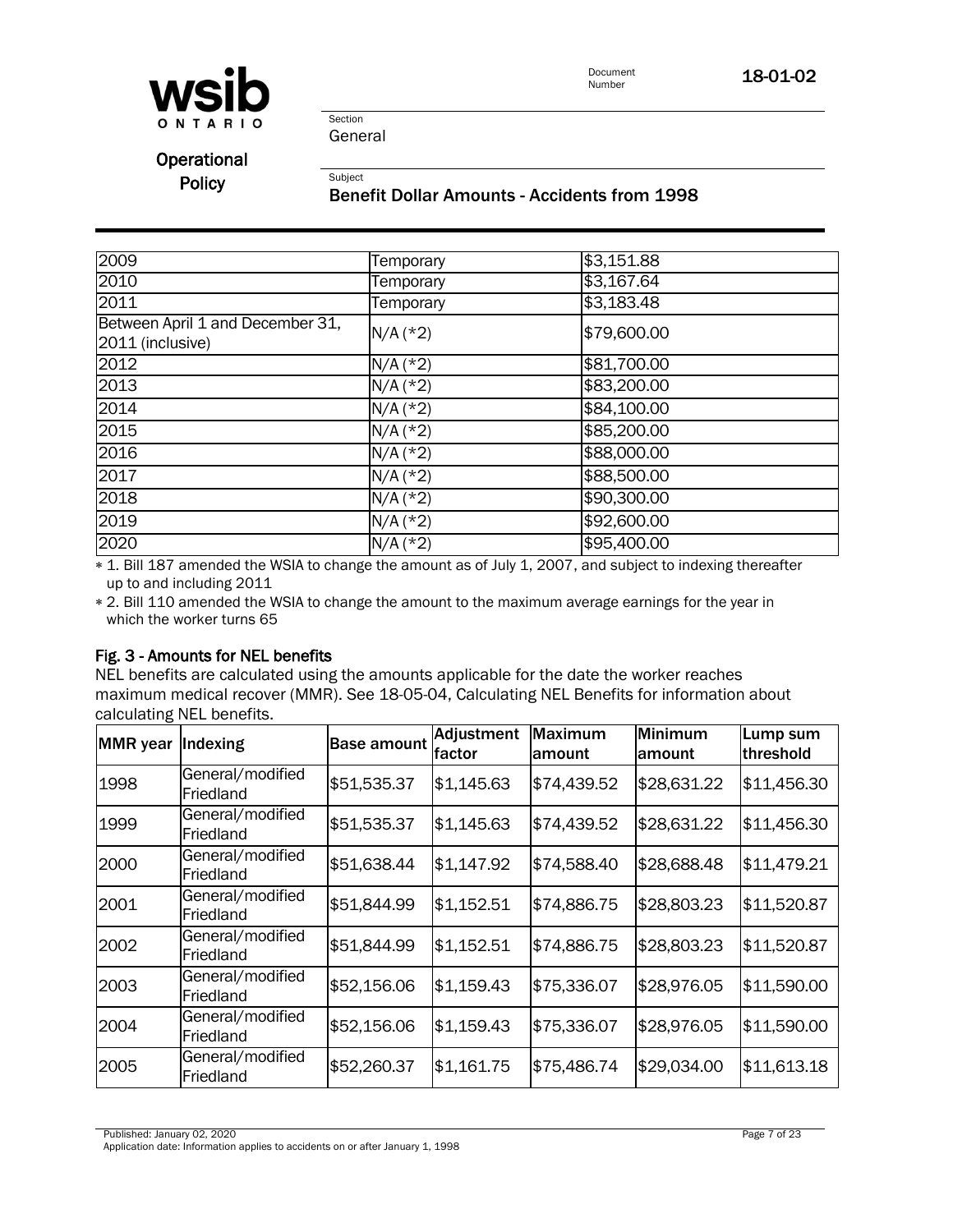| 2009 | Temporary | $3,151.88 |
|---|---|---|
| 2010 | Temporary | $3,167.64 |
| 2011 | Temporary | $3,183.48 |
| Between April 1 and December 31, 2011 (inclusive) | N/A (*2) | $79,600.00 |
| 2012 | N/A (*2) | $81,700.00 |
| 2013 | N/A (*2) | $83,200.00 |
| 2014 | N/A (*2) | $84,100.00 |
| 2015 | N/A (*2) | $85,200.00 |
| 2016 | N/A (*2) | $88,000.00 |
| 2017 | N/A (*2) | $88,500.00 |
| 2018 | N/A (*2) | $90,300.00 |
| 2019 | N/A (*2) | $92,600.00 |
| 2020 | N/A (*2) | $95,400.00 |

* 1. Bill 187 amended the WSIA to change the amount as of July 1, 2007, and subject to indexing thereafter up to and including 2011
* 2. Bill 110 amended the WSIA to change the amount to the maximum average earnings for the year in which the worker turns 65

### Fig. 3 - Amounts for NEL benefits

NEL benefits are calculated using the amounts applicable for the date the worker reaches maximum medical recover (MMR). See 18-05-04, Calculating NEL Benefits for information about calculating NEL benefits.

| MMR year | Indexing | Base amount | Adjustment factor | Maximum amount | Minimum amount | Lump sum threshold |
|---|---|---|---|---|---|---|
| 1998 | General/modified Friedland | $51,535.37 | $1,145.63 | $74,439.52 | $28,631.22 | $11,456.30 |
| 1999 | General/modified Friedland | $51,535.37 | $1,145.63 | $74,439.52 | $28,631.22 | $11,456.30 |
| 2000 | General/modified Friedland | $51,638.44 | $1,147.92 | $74,588.40 | $28,688.48 | $11,479.21 |
| 2001 | General/modified Friedland | $51,844.99 | $1,152.51 | $74,886.75 | $28,803.23 | $11,520.87 |
| 2002 | General/modified Friedland | $51,844.99 | $1,152.51 | $74,886.75 | $28,803.23 | $11,520.87 |
| 2003 | General/modified Friedland | $52,156.06 | $1,159.43 | $75,336.07 | $28,976.05 | $11,590.00 |
| 2004 | General/modified Friedland | $52,156.06 | $1,159.43 | $75,336.07 | $28,976.05 | $11,590.00 |
| 2005 | General/modified Friedland | $52,260.37 | $1,161.75 | $75,486.74 | $29,034.00 | $11,613.18 |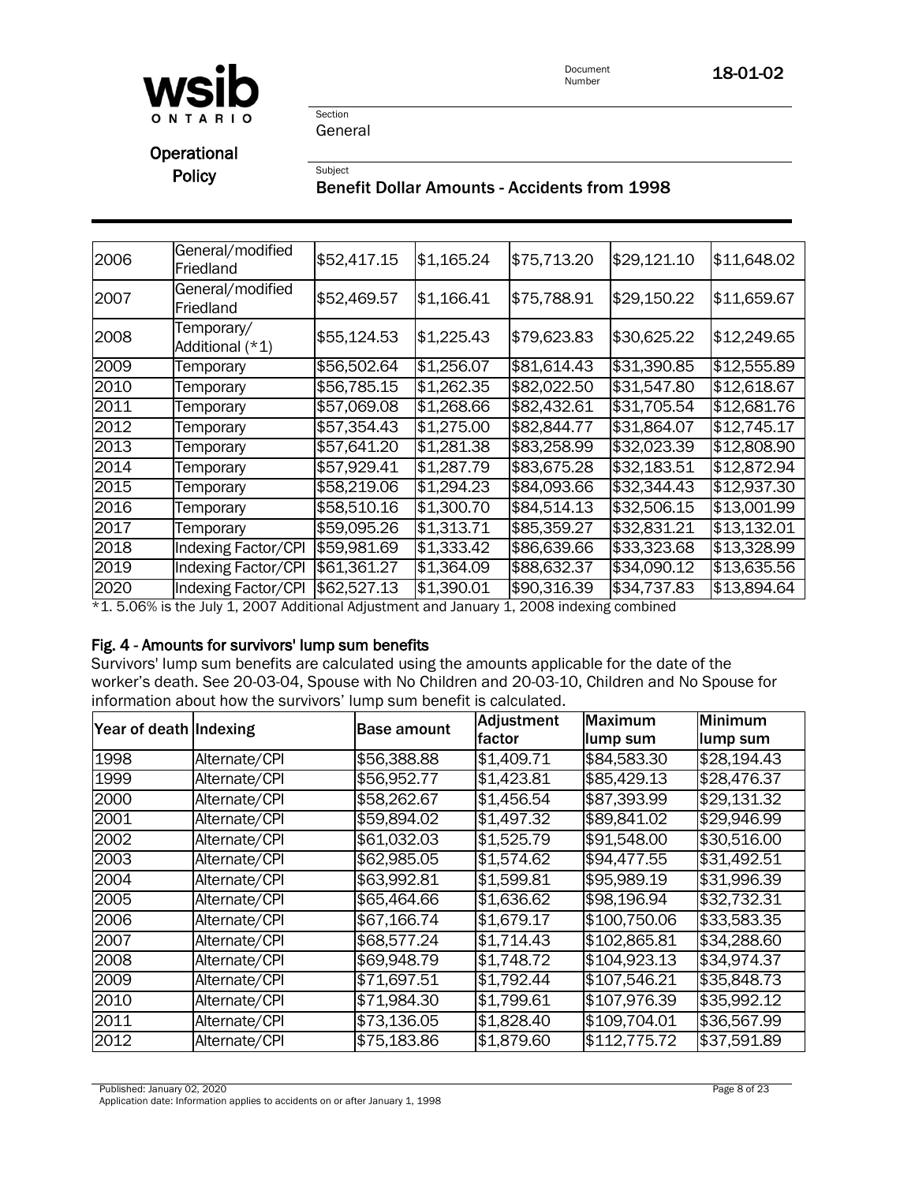| 2006 | General/modified Friedland | $52,417.15 | $1,165.24 | $75,713.20 | $29,121.10 | $11,648.02 |
|---|---|---|---|---|---|---|
| 2007 | General/modified Friedland | $52,469.57 | $1,166.41 | $75,788.91 | $29,150.22 | $11,659.67 |
| 2008 | Temporary/ Additional (*1) | $55,124.53 | $1,225.43 | $79,623.83 | $30,625.22 | $12,249.65 |
| 2009 | Temporary | $56,502.64 | $1,256.07 | $81,614.43 | $31,390.85 | $12,555.89 |
| 2010 | Temporary | $56,785.15 | $1,262.35 | $82,022.50 | $31,547.80 | $12,618.67 |
| 2011 | Temporary | $57,069.08 | $1,268.66 | $82,432.61 | $31,705.54 | $12,681.76 |
| 2012 | Temporary | $57,354.43 | $1,275.00 | $82,844.77 | $31,864.07 | $12,745.17 |
| 2013 | Temporary | $57,641.20 | $1,281.38 | $83,258.99 | $32,023.39 | $12,808.90 |
| 2014 | Temporary | $57,929.41 | $1,287.79 | $83,675.28 | $32,183.51 | $12,872.94 |
| 2015 | Temporary | $58,219.06 | $1,294.23 | $84,093.66 | $32,344.43 | $12,937.30 |
| 2016 | Temporary | $58,510.16 | $1,300.70 | $84,514.13 | $32,506.15 | $13,001.99 |
| 2017 | Temporary | $59,095.26 | $1,313.71 | $85,359.27 | $32,831.21 | $13,132.01 |
| 2018 | Indexing Factor/CPI | $59,981.69 | $1,333.42 | $86,639.66 | $33,323.68 | $13,328.99 |
| 2019 | Indexing Factor/CPI | $61,361.27 | $1,364.09 | $88,632.37 | $34,090.12 | $13,635.56 |
| 2020 | Indexing Factor/CPI | $62,527.13 | $1,390.01 | $90,316.39 | $34,737.83 | $13,894.64 |

*1. 5.06% is the July 1, 2007 Additional Adjustment and January 1, 2008 indexing combined

### Fig. 4 - Amounts for survivors' lump sum benefits

Survivors' lump sum benefits are calculated using the amounts applicable for the date of the worker's death. See 20-03-04, Spouse with No Children and 20-03-10, Children and No Spouse for information about how the survivors' lump sum benefit is calculated.

| Year of death | Indexing | Base amount | Adjustment factor | Maximum lump sum | Minimum lump sum |
|---|---|---|---|---|---|
| 1998 | Alternate/CPI | $56,388.88 | $1,409.71 | $84,583.30 | $28,194.43 |
| 1999 | Alternate/CPI | $56,952.77 | $1,423.81 | $85,429.13 | $28,476.37 |
| 2000 | Alternate/CPI | $58,262.67 | $1,456.54 | $87,393.99 | $29,131.32 |
| 2001 | Alternate/CPI | $59,894.02 | $1,497.32 | $89,841.02 | $29,946.99 |
| 2002 | Alternate/CPI | $61,032.03 | $1,525.79 | $91,548.00 | $30,516.00 |
| 2003 | Alternate/CPI | $62,985.05 | $1,574.62 | $94,477.55 | $31,492.51 |
| 2004 | Alternate/CPI | $63,992.81 | $1,599.81 | $95,989.19 | $31,996.39 |
| 2005 | Alternate/CPI | $65,464.66 | $1,636.62 | $98,196.94 | $32,732.31 |
| 2006 | Alternate/CPI | $67,166.74 | $1,679.17 | $100,750.06 | $33,583.35 |
| 2007 | Alternate/CPI | $68,577.24 | $1,714.43 | $102,865.81 | $34,288.60 |
| 2008 | Alternate/CPI | $69,948.79 | $1,748.72 | $104,923.13 | $34,974.37 |
| 2009 | Alternate/CPI | $71,697.51 | $1,792.44 | $107,546.21 | $35,848.73 |
| 2010 | Alternate/CPI | $71,984.30 | $1,799.61 | $107,976.39 | $35,992.12 |
| 2011 | Alternate/CPI | $73,136.05 | $1,828.40 | $109,704.01 | $36,567.99 |
| 2012 | Alternate/CPI | $75,183.86 | $1,879.60 | $112,775.72 | $37,591.89 |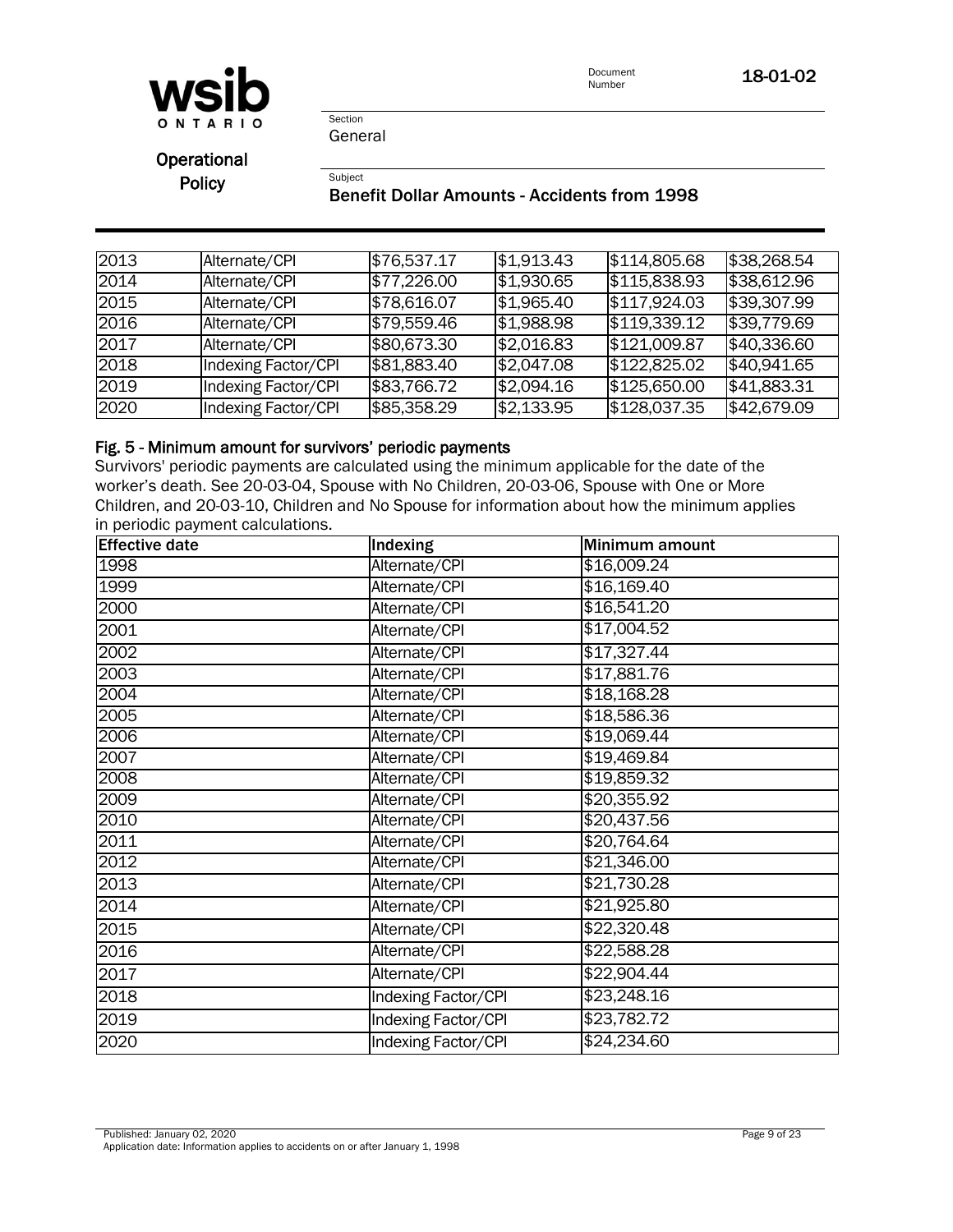| | | | | | |
|---|---|---|---|---|---|
| 2013 | Alternate/CPI | $76,537.17 | $1,913.43 | $114,805.68 | $38,268.54 |
| 2014 | Alternate/CPI | $77,226.00 | $1,930.65 | $115,838.93 | $38,612.96 |
| 2015 | Alternate/CPI | $78,616.07 | $1,965.40 | $117,924.03 | $39,307.99 |
| 2016 | Alternate/CPI | $79,559.46 | $1,988.98 | $119,339.12 | $39,779.69 |
| 2017 | Alternate/CPI | $80,673.30 | $2,016.83 | $121,009.87 | $40,336.60 |
| 2018 | Indexing Factor/CPI | $81,883.40 | $2,047.08 | $122,825.02 | $40,941.65 |
| 2019 | Indexing Factor/CPI | $83,766.72 | $2,094.16 | $125,650.00 | $41,883.31 |
| 2020 | Indexing Factor/CPI | $85,358.29 | $2,133.95 | $128,037.35 | $42,679.09 |

### Fig. 5 - Minimum amount for survivors' periodic payments

Survivors' periodic payments are calculated using the minimum applicable for the date of the worker's death. See 20-03-04, Spouse with No Children, 20-03-06, Spouse with One or More Children, and 20-03-10, Children and No Spouse for information about how the minimum applies in periodic payment calculations.

| Effective date | Indexing | Minimum amount |
|---|---|---|
| 1998 | Alternate/CPI | $16,009.24 |
| 1999 | Alternate/CPI | $16,169.40 |
| 2000 | Alternate/CPI | $16,541.20 |
| 2001 | Alternate/CPI | $17,004.52 |
| 2002 | Alternate/CPI | $17,327.44 |
| 2003 | Alternate/CPI | $17,881.76 |
| 2004 | Alternate/CPI | $18,168.28 |
| 2005 | Alternate/CPI | $18,586.36 |
| 2006 | Alternate/CPI | $19,069.44 |
| 2007 | Alternate/CPI | $19,469.84 |
| 2008 | Alternate/CPI | $19,859.32 |
| 2009 | Alternate/CPI | $20,355.92 |
| 2010 | Alternate/CPI | $20,437.56 |
| 2011 | Alternate/CPI | $20,764.64 |
| 2012 | Alternate/CPI | $21,346.00 |
| 2013 | Alternate/CPI | $21,730.28 |
| 2014 | Alternate/CPI | $21,925.80 |
| 2015 | Alternate/CPI | $22,320.48 |
| 2016 | Alternate/CPI | $22,588.28 |
| 2017 | Alternate/CPI | $22,904.44 |
| 2018 | Indexing Factor/CPI | $23,248.16 |
| 2019 | Indexing Factor/CPI | $23,782.72 |
| 2020 | Indexing Factor/CPI | $24,234.60 |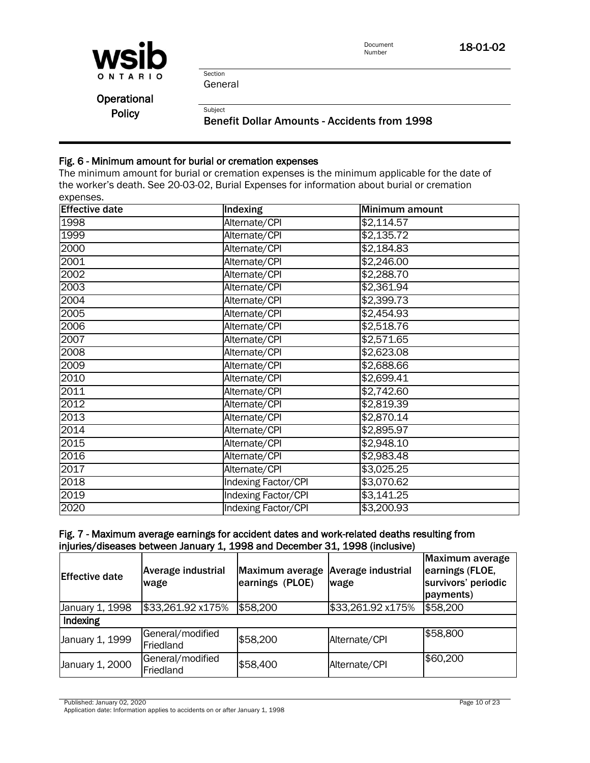### Fig. 6 - Minimum amount for burial or cremation expenses

The minimum amount for burial or cremation expenses is the minimum applicable for the date of the worker's death. See 20-03-02, Burial Expenses for information about burial or cremation expenses.

| Effective date | Indexing | Minimum amount |
|---|---|---|
| 1998 | Alternate/CPI | $2,114.57 |
| 1999 | Alternate/CPI | $2,135.72 |
| 2000 | Alternate/CPI | $2,184.83 |
| 2001 | Alternate/CPI | $2,246.00 |
| 2002 | Alternate/CPI | $2,288.70 |
| 2003 | Alternate/CPI | $2,361.94 |
| 2004 | Alternate/CPI | $2,399.73 |
| 2005 | Alternate/CPI | $2,454.93 |
| 2006 | Alternate/CPI | $2,518.76 |
| 2007 | Alternate/CPI | $2,571.65 |
| 2008 | Alternate/CPI | $2,623.08 |
| 2009 | Alternate/CPI | $2,688.66 |
| 2010 | Alternate/CPI | $2,699.41 |
| 2011 | Alternate/CPI | $2,742.60 |
| 2012 | Alternate/CPI | $2,819.39 |
| 2013 | Alternate/CPI | $2,870.14 |
| 2014 | Alternate/CPI | $2,895.97 |
| 2015 | Alternate/CPI | $2,948.10 |
| 2016 | Alternate/CPI | $2,983.48 |
| 2017 | Alternate/CPI | $3,025.25 |
| 2018 | Indexing Factor/CPI | $3,070.62 |
| 2019 | Indexing Factor/CPI | $3,141.25 |
| 2020 | Indexing Factor/CPI | $3,200.93 |

### Fig. 7 - Maximum average earnings for accident dates and work-related deaths resulting from injuries/diseases between January 1, 1998 and December 31, 1998 (inclusive)

| Effective date | Average industrial wage | Maximum average earnings (PLOE) | Average industrial wage | Maximum average earnings (FLOE, survivors' periodic payments) |
|---|---|---|---|---|
| January 1, 1998 | $33,261.92 x175% | $58,200 | $33,261.92 x175% | $58,200 |
| **Indexing** | | | | |
| January 1, 1999 | General/modified Friedland | $58,200 | Alternate/CPI | $58,800 |
| January 1, 2000 | General/modified Friedland | $58,400 | Alternate/CPI | $60,200 |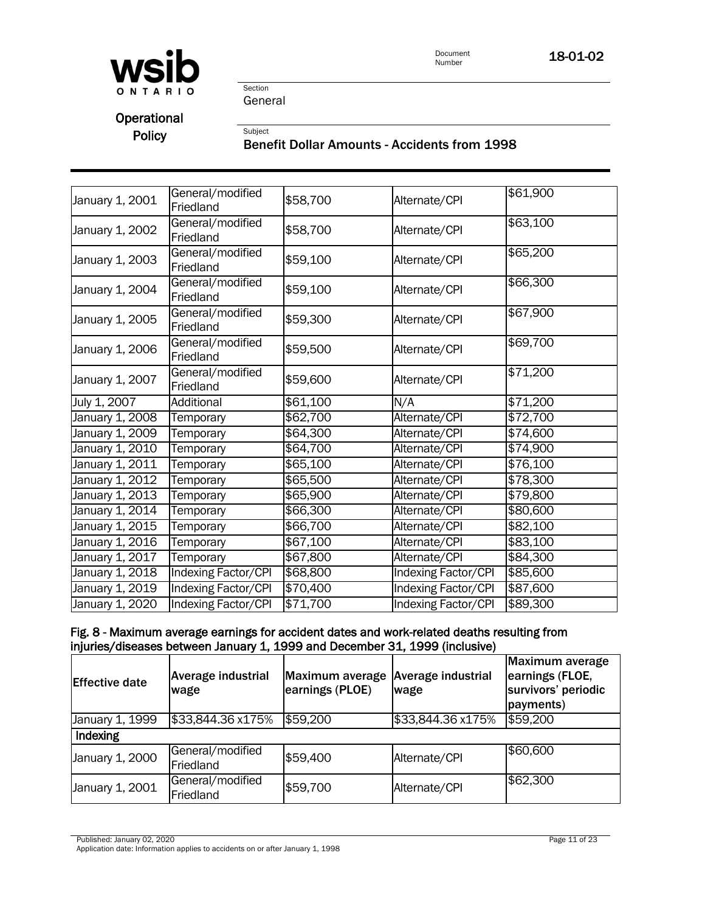| | | | | |
|---|---|---|---|---|
| January 1, 2001 | General/modified Friedland | \$58,700 | Alternate/CPI | \$61,900 |
| January 1, 2002 | General/modified Friedland | \$58,700 | Alternate/CPI | \$63,100 |
| January 1, 2003 | General/modified Friedland | \$59,100 | Alternate/CPI | \$65,200 |
| January 1, 2004 | General/modified Friedland | \$59,100 | Alternate/CPI | \$66,300 |
| January 1, 2005 | General/modified Friedland | \$59,300 | Alternate/CPI | \$67,900 |
| January 1, 2006 | General/modified Friedland | \$59,500 | Alternate/CPI | \$69,700 |
| January 1, 2007 | General/modified Friedland | \$59,600 | Alternate/CPI | \$71,200 |
| July 1, 2007 | Additional | \$61,100 | N/A | \$71,200 |
| January 1, 2008 | Temporary | \$62,700 | Alternate/CPI | \$72,700 |
| January 1, 2009 | Temporary | \$64,300 | Alternate/CPI | \$74,600 |
| January 1, 2010 | Temporary | \$64,700 | Alternate/CPI | \$74,900 |
| January 1, 2011 | Temporary | \$65,100 | Alternate/CPI | \$76,100 |
| January 1, 2012 | Temporary | \$65,500 | Alternate/CPI | \$78,300 |
| January 1, 2013 | Temporary | \$65,900 | Alternate/CPI | \$79,800 |
| January 1, 2014 | Temporary | \$66,300 | Alternate/CPI | \$80,600 |
| January 1, 2015 | Temporary | \$66,700 | Alternate/CPI | \$82,100 |
| January 1, 2016 | Temporary | \$67,100 | Alternate/CPI | \$83,100 |
| January 1, 2017 | Temporary | \$67,800 | Alternate/CPI | \$84,300 |
| January 1, 2018 | Indexing Factor/CPI | \$68,800 | Indexing Factor/CPI | \$85,600 |
| January 1, 2019 | Indexing Factor/CPI | \$70,400 | Indexing Factor/CPI | \$87,600 |
| January 1, 2020 | Indexing Factor/CPI | \$71,700 | Indexing Factor/CPI | \$89,300 |

**Fig. 8 - Maximum average earnings for accident dates and work-related deaths resulting from injuries/diseases between January 1, 1999 and December 31, 1999 (inclusive)**

| Effective date | Average industrial wage | Maximum average earnings (PLOE) | Average industrial wage | Maximum average earnings (FLOE, survivors' periodic payments) |
|---|---|---|---|---|
| January 1, 1999 | \$33,844.36 x175% | \$59,200 | \$33,844.36 x175% | \$59,200 |
| **Indexing** | | | | |
| January 1, 2000 | General/modified Friedland | \$59,400 | Alternate/CPI | \$60,600 |
| January 1, 2001 | General/modified Friedland | \$59,700 | Alternate/CPI | \$62,300 |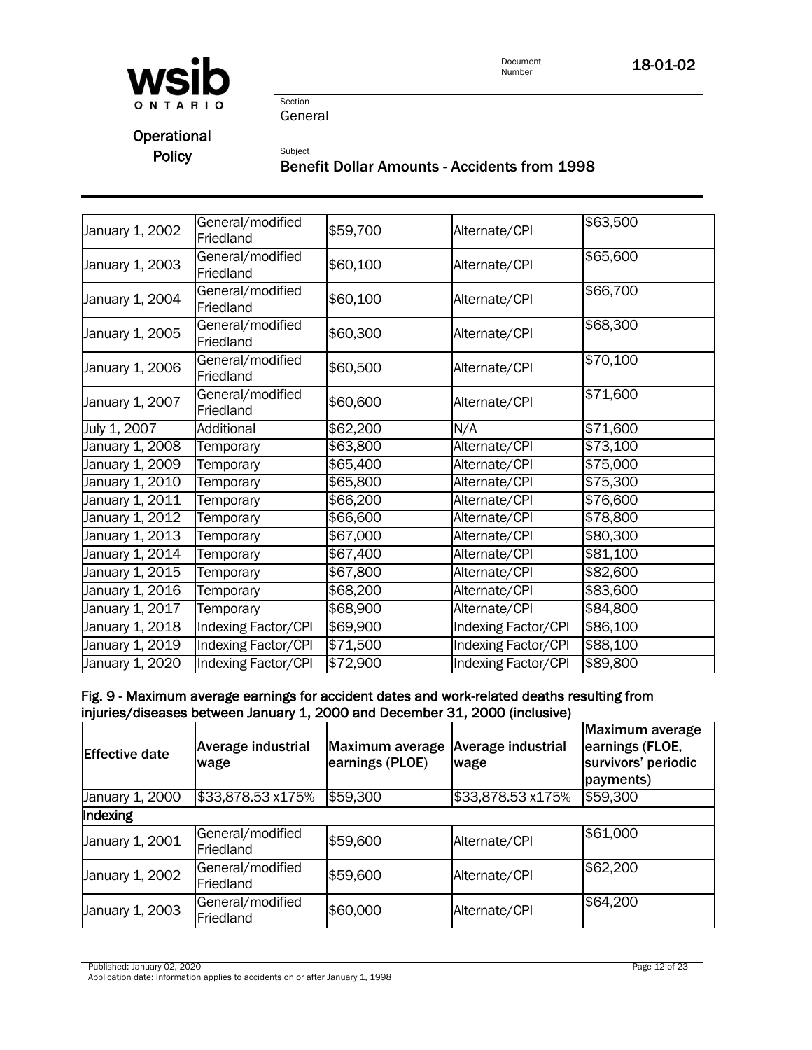| | | | | |
|---|---|---|---|---|
| January 1, 2002 | General/modified Friedland | $59,700 | Alternate/CPI | $63,500 |
| January 1, 2003 | General/modified Friedland | $60,100 | Alternate/CPI | $65,600 |
| January 1, 2004 | General/modified Friedland | $60,100 | Alternate/CPI | $66,700 |
| January 1, 2005 | General/modified Friedland | $60,300 | Alternate/CPI | $68,300 |
| January 1, 2006 | General/modified Friedland | $60,500 | Alternate/CPI | $70,100 |
| January 1, 2007 | General/modified Friedland | $60,600 | Alternate/CPI | $71,600 |
| July 1, 2007 | Additional | $62,200 | N/A | $71,600 |
| January 1, 2008 | Temporary | $63,800 | Alternate/CPI | $73,100 |
| January 1, 2009 | Temporary | $65,400 | Alternate/CPI | $75,000 |
| January 1, 2010 | Temporary | $65,800 | Alternate/CPI | $75,300 |
| January 1, 2011 | Temporary | $66,200 | Alternate/CPI | $76,600 |
| January 1, 2012 | Temporary | $66,600 | Alternate/CPI | $78,800 |
| January 1, 2013 | Temporary | $67,000 | Alternate/CPI | $80,300 |
| January 1, 2014 | Temporary | $67,400 | Alternate/CPI | $81,100 |
| January 1, 2015 | Temporary | $67,800 | Alternate/CPI | $82,600 |
| January 1, 2016 | Temporary | $68,200 | Alternate/CPI | $83,600 |
| January 1, 2017 | Temporary | $68,900 | Alternate/CPI | $84,800 |
| January 1, 2018 | Indexing Factor/CPI | $69,900 | Indexing Factor/CPI | $86,100 |
| January 1, 2019 | Indexing Factor/CPI | $71,500 | Indexing Factor/CPI | $88,100 |
| January 1, 2020 | Indexing Factor/CPI | $72,900 | Indexing Factor/CPI | $89,800 |

**Fig. 9 - Maximum average earnings for accident dates and work-related deaths resulting from injuries/diseases between January 1, 2000 and December 31, 2000 (inclusive)**

| Effective date | Average industrial wage | Maximum average earnings (PLOE) | Average industrial wage | Maximum average earnings (FLOE, survivors' periodic payments) |
|---|---|---|---|---|
| January 1, 2000 | $33,878.53 x175% | $59,300 | $33,878.53 x175% | $59,300 |
| **Indexing** | | | | |
| January 1, 2001 | General/modified Friedland | $59,600 | Alternate/CPI | $61,000 |
| January 1, 2002 | General/modified Friedland | $59,600 | Alternate/CPI | $62,200 |
| January 1, 2003 | General/modified Friedland | $60,000 | Alternate/CPI | $64,200 |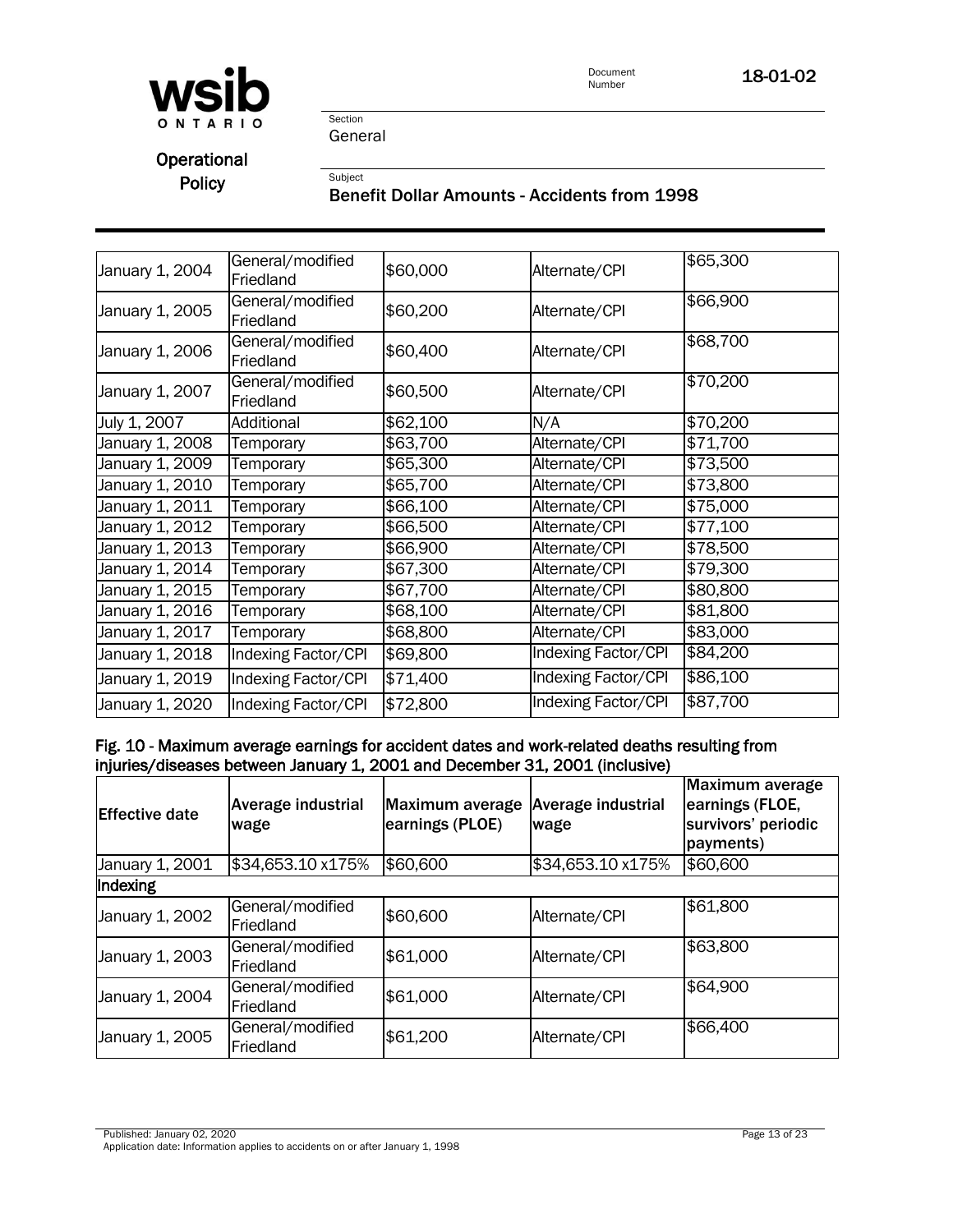| | | | | |
|---|---|---|---|---|
| January 1, 2004 | General/modified Friedland | \$60,000 | Alternate/CPI | \$65,300 |
| January 1, 2005 | General/modified Friedland | \$60,200 | Alternate/CPI | \$66,900 |
| January 1, 2006 | General/modified Friedland | \$60,400 | Alternate/CPI | \$68,700 |
| January 1, 2007 | General/modified Friedland | \$60,500 | Alternate/CPI | \$70,200 |
| July 1, 2007 | Additional | \$62,100 | N/A | \$70,200 |
| January 1, 2008 | Temporary | \$63,700 | Alternate/CPI | \$71,700 |
| January 1, 2009 | Temporary | \$65,300 | Alternate/CPI | \$73,500 |
| January 1, 2010 | Temporary | \$65,700 | Alternate/CPI | \$73,800 |
| January 1, 2011 | Temporary | \$66,100 | Alternate/CPI | \$75,000 |
| January 1, 2012 | Temporary | \$66,500 | Alternate/CPI | \$77,100 |
| January 1, 2013 | Temporary | \$66,900 | Alternate/CPI | \$78,500 |
| January 1, 2014 | Temporary | \$67,300 | Alternate/CPI | \$79,300 |
| January 1, 2015 | Temporary | \$67,700 | Alternate/CPI | \$80,800 |
| January 1, 2016 | Temporary | \$68,100 | Alternate/CPI | \$81,800 |
| January 1, 2017 | Temporary | \$68,800 | Alternate/CPI | \$83,000 |
| January 1, 2018 | Indexing Factor/CPI | \$69,800 | Indexing Factor/CPI | \$84,200 |
| January 1, 2019 | Indexing Factor/CPI | \$71,400 | Indexing Factor/CPI | \$86,100 |
| January 1, 2020 | Indexing Factor/CPI | \$72,800 | Indexing Factor/CPI | \$87,700 |

**Fig. 10 - Maximum average earnings for accident dates and work-related deaths resulting from injuries/diseases between January 1, 2001 and December 31, 2001 (inclusive)**

| Effective date | Average industrial wage | Maximum average earnings (PLOE) | Average industrial wage | Maximum average earnings (FLOE, survivors' periodic payments) |
|---|---|---|---|---|
| January 1, 2001 | \$34,653.10 x175% | \$60,600 | \$34,653.10 x175% | \$60,600 |
| Indexing | | | | |
| January 1, 2002 | General/modified Friedland | \$60,600 | Alternate/CPI | \$61,800 |
| January 1, 2003 | General/modified Friedland | \$61,000 | Alternate/CPI | \$63,800 |
| January 1, 2004 | General/modified Friedland | \$61,000 | Alternate/CPI | \$64,900 |
| January 1, 2005 | General/modified Friedland | \$61,200 | Alternate/CPI | \$66,400 |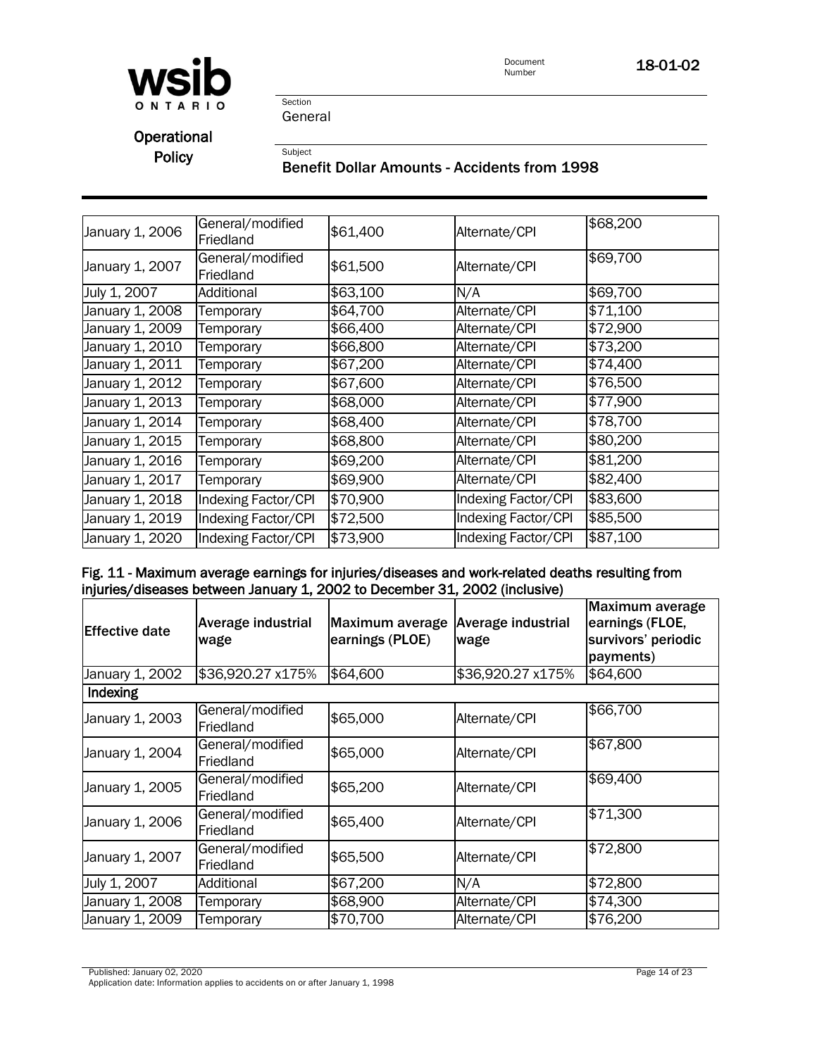| January 1, 2006 | General/modified Friedland | $61,400 | Alternate/CPI | $68,200 |
|---|---|---|---|---|
| January 1, 2007 | General/modified Friedland | $61,500 | Alternate/CPI | $69,700 |
| July 1, 2007 | Additional | $63,100 | N/A | $69,700 |
| January 1, 2008 | Temporary | $64,700 | Alternate/CPI | $71,100 |
| January 1, 2009 | Temporary | $66,400 | Alternate/CPI | $72,900 |
| January 1, 2010 | Temporary | $66,800 | Alternate/CPI | $73,200 |
| January 1, 2011 | Temporary | $67,200 | Alternate/CPI | $74,400 |
| January 1, 2012 | Temporary | $67,600 | Alternate/CPI | $76,500 |
| January 1, 2013 | Temporary | $68,000 | Alternate/CPI | $77,900 |
| January 1, 2014 | Temporary | $68,400 | Alternate/CPI | $78,700 |
| January 1, 2015 | Temporary | $68,800 | Alternate/CPI | $80,200 |
| January 1, 2016 | Temporary | $69,200 | Alternate/CPI | $81,200 |
| January 1, 2017 | Temporary | $69,900 | Alternate/CPI | $82,400 |
| January 1, 2018 | Indexing Factor/CPI | $70,900 | Indexing Factor/CPI | $83,600 |
| January 1, 2019 | Indexing Factor/CPI | $72,500 | Indexing Factor/CPI | $85,500 |
| January 1, 2020 | Indexing Factor/CPI | $73,900 | Indexing Factor/CPI | $87,100 |

**Fig. 11 - Maximum average earnings for injuries/diseases and work-related deaths resulting from injuries/diseases between January 1, 2002 to December 31, 2002 (inclusive)**

| Effective date | Average industrial wage | Maximum average earnings (PLOE) | Average industrial wage | Maximum average earnings (FLOE, survivors' periodic payments) |
|---|---|---|---|---|
| January 1, 2002 | $36,920.27 x175% | $64,600 | $36,920.27 x175% | $64,600 |
| **Indexing** | | | | |
| January 1, 2003 | General/modified Friedland | $65,000 | Alternate/CPI | $66,700 |
| January 1, 2004 | General/modified Friedland | $65,000 | Alternate/CPI | $67,800 |
| January 1, 2005 | General/modified Friedland | $65,200 | Alternate/CPI | $69,400 |
| January 1, 2006 | General/modified Friedland | $65,400 | Alternate/CPI | $71,300 |
| January 1, 2007 | General/modified Friedland | $65,500 | Alternate/CPI | $72,800 |
| July 1, 2007 | Additional | $67,200 | N/A | $72,800 |
| January 1, 2008 | Temporary | $68,900 | Alternate/CPI | $74,300 |
| January 1, 2009 | Temporary | $70,700 | Alternate/CPI | $76,200 |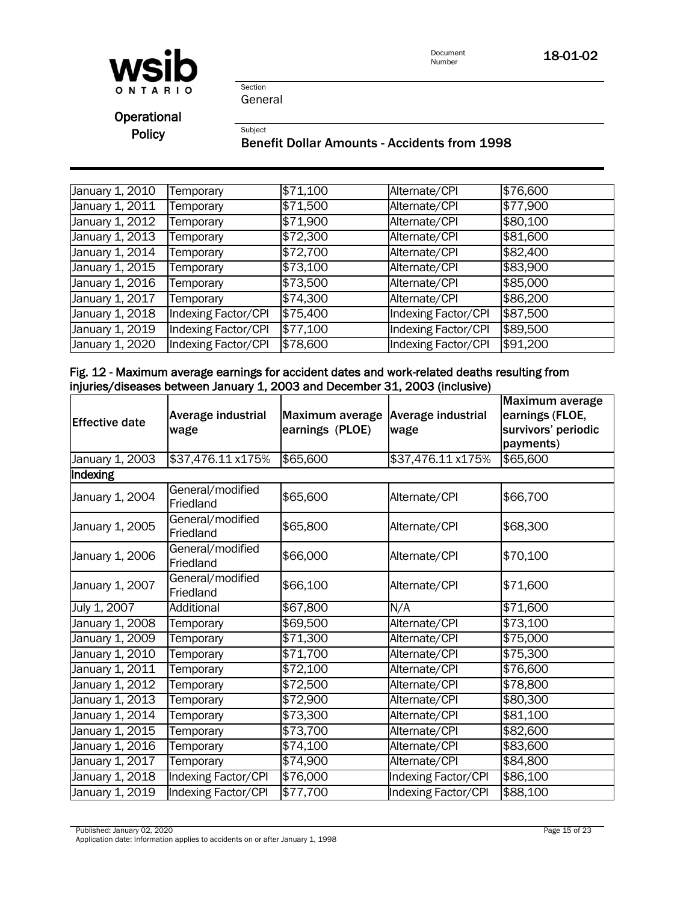| | | | | |
|---|---|---|---|---|
| January 1, 2010 | Temporary | $71,100 | Alternate/CPI | $76,600 |
| January 1, 2011 | Temporary | $71,500 | Alternate/CPI | $77,900 |
| January 1, 2012 | Temporary | $71,900 | Alternate/CPI | $80,100 |
| January 1, 2013 | Temporary | $72,300 | Alternate/CPI | $81,600 |
| January 1, 2014 | Temporary | $72,700 | Alternate/CPI | $82,400 |
| January 1, 2015 | Temporary | $73,100 | Alternate/CPI | $83,900 |
| January 1, 2016 | Temporary | $73,500 | Alternate/CPI | $85,000 |
| January 1, 2017 | Temporary | $74,300 | Alternate/CPI | $86,200 |
| January 1, 2018 | Indexing Factor/CPI | $75,400 | Indexing Factor/CPI | $87,500 |
| January 1, 2019 | Indexing Factor/CPI | $77,100 | Indexing Factor/CPI | $89,500 |
| January 1, 2020 | Indexing Factor/CPI | $78,600 | Indexing Factor/CPI | $91,200 |

**Fig. 12 - Maximum average earnings for accident dates and work-related deaths resulting from injuries/diseases between January 1, 2003 and December 31, 2003 (inclusive)**

| Effective date | Average industrial wage | Maximum average earnings (PLOE) | Average industrial wage | Maximum average earnings (FLOE, survivors' periodic payments) |
|---|---|---|---|---|
| January 1, 2003 | $37,476.11 x175% | $65,600 | $37,476.11 x175% | $65,600 |
| **Indexing** | | | | |
| January 1, 2004 | General/modified Friedland | $65,600 | Alternate/CPI | $66,700 |
| January 1, 2005 | General/modified Friedland | $65,800 | Alternate/CPI | $68,300 |
| January 1, 2006 | General/modified Friedland | $66,000 | Alternate/CPI | $70,100 |
| January 1, 2007 | General/modified Friedland | $66,100 | Alternate/CPI | $71,600 |
| July 1, 2007 | Additional | $67,800 | N/A | $71,600 |
| January 1, 2008 | Temporary | $69,500 | Alternate/CPI | $73,100 |
| January 1, 2009 | Temporary | $71,300 | Alternate/CPI | $75,000 |
| January 1, 2010 | Temporary | $71,700 | Alternate/CPI | $75,300 |
| January 1, 2011 | Temporary | $72,100 | Alternate/CPI | $76,600 |
| January 1, 2012 | Temporary | $72,500 | Alternate/CPI | $78,800 |
| January 1, 2013 | Temporary | $72,900 | Alternate/CPI | $80,300 |
| January 1, 2014 | Temporary | $73,300 | Alternate/CPI | $81,100 |
| January 1, 2015 | Temporary | $73,700 | Alternate/CPI | $82,600 |
| January 1, 2016 | Temporary | $74,100 | Alternate/CPI | $83,600 |
| January 1, 2017 | Temporary | $74,900 | Alternate/CPI | $84,800 |
| January 1, 2018 | Indexing Factor/CPI | $76,000 | Indexing Factor/CPI | $86,100 |
| January 1, 2019 | Indexing Factor/CPI | $77,700 | Indexing Factor/CPI | $88,100 |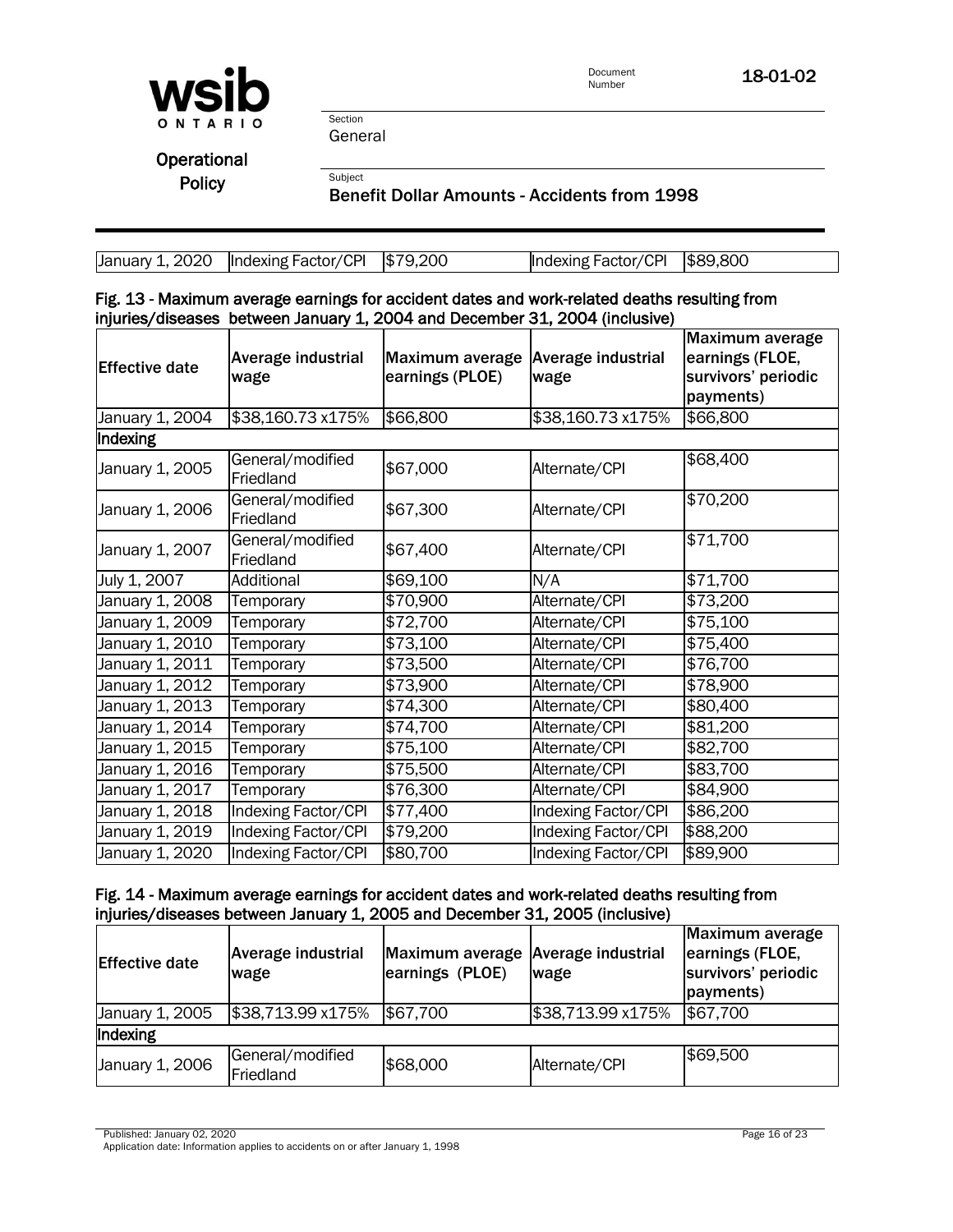| January 1, 2020 | Indexing Factor/CPI | $79,200 | Indexing Factor/CPI | $89,800 |
|---|---|---|---|---|

### Fig. 13 - Maximum average earnings for accident dates and work-related deaths resulting from injuries/diseases between January 1, 2004 and December 31, 2004 (inclusive)

| Effective date | Average industrial wage | Maximum average earnings (PLOE) | Average industrial wage | Maximum average earnings (FLOE, survivors' periodic payments) |
|---|---|---|---|---|
| January 1, 2004 | $38,160.73 x175% | $66,800 | $38,160.73 x175% | $66,800 |
| **Indexing** | | | | |
| January 1, 2005 | General/modified Friedland | $67,000 | Alternate/CPI | $68,400 |
| January 1, 2006 | General/modified Friedland | $67,300 | Alternate/CPI | $70,200 |
| January 1, 2007 | General/modified Friedland | $67,400 | Alternate/CPI | $71,700 |
| July 1, 2007 | Additional | $69,100 | N/A | $71,700 |
| January 1, 2008 | Temporary | $70,900 | Alternate/CPI | $73,200 |
| January 1, 2009 | Temporary | $72,700 | Alternate/CPI | $75,100 |
| January 1, 2010 | Temporary | $73,100 | Alternate/CPI | $75,400 |
| January 1, 2011 | Temporary | $73,500 | Alternate/CPI | $76,700 |
| January 1, 2012 | Temporary | $73,900 | Alternate/CPI | $78,900 |
| January 1, 2013 | Temporary | $74,300 | Alternate/CPI | $80,400 |
| January 1, 2014 | Temporary | $74,700 | Alternate/CPI | $81,200 |
| January 1, 2015 | Temporary | $75,100 | Alternate/CPI | $82,700 |
| January 1, 2016 | Temporary | $75,500 | Alternate/CPI | $83,700 |
| January 1, 2017 | Temporary | $76,300 | Alternate/CPI | $84,900 |
| January 1, 2018 | Indexing Factor/CPI | $77,400 | Indexing Factor/CPI | $86,200 |
| January 1, 2019 | Indexing Factor/CPI | $79,200 | Indexing Factor/CPI | $88,200 |
| January 1, 2020 | Indexing Factor/CPI | $80,700 | Indexing Factor/CPI | $89,900 |

### Fig. 14 - Maximum average earnings for accident dates and work-related deaths resulting from injuries/diseases between January 1, 2005 and December 31, 2005 (inclusive)

| Effective date | Average industrial wage | Maximum average earnings (PLOE) | Average industrial wage | Maximum average earnings (FLOE, survivors' periodic payments) |
|---|---|---|---|---|
| January 1, 2005 | $38,713.99 x175% | $67,700 | $38,713.99 x175% | $67,700 |
| **Indexing** | | | | |
| January 1, 2006 | General/modified Friedland | $68,000 | Alternate/CPI | $69,500 |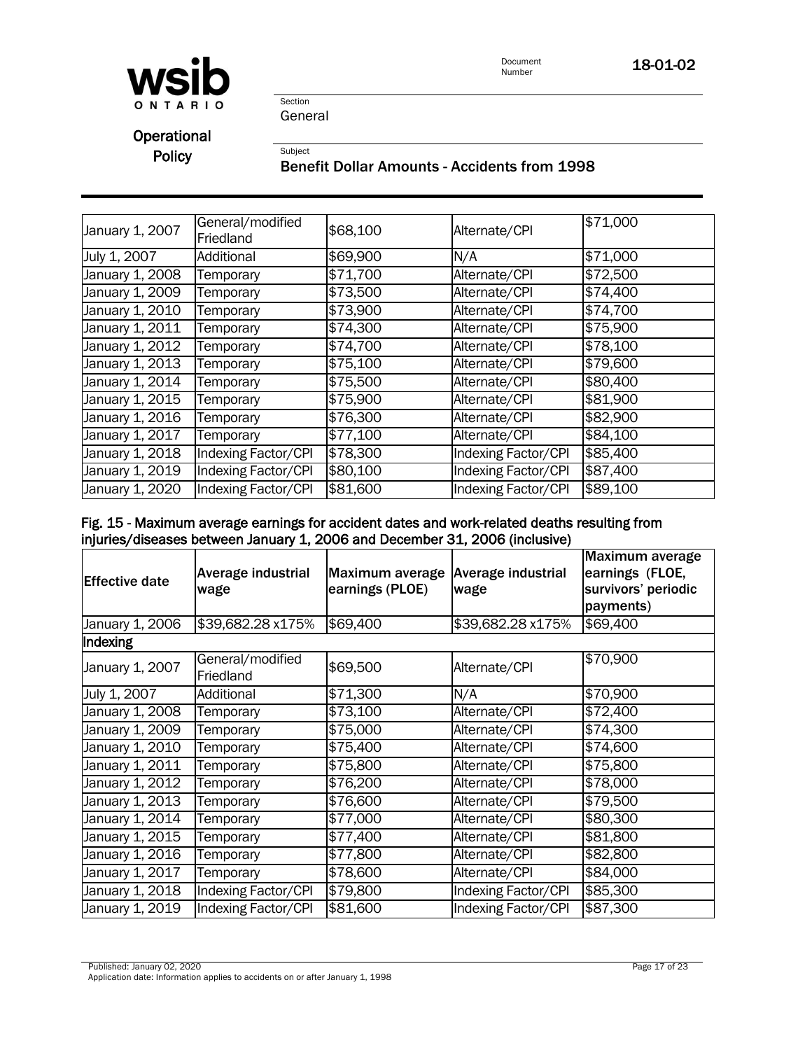| | | | | |
|---|---|---|---|---|
| January 1, 2007 | General/modified Friedland | $68,100 | Alternate/CPI | $71,000 |
| July 1, 2007 | Additional | $69,900 | N/A | $71,000 |
| January 1, 2008 | Temporary | $71,700 | Alternate/CPI | $72,500 |
| January 1, 2009 | Temporary | $73,500 | Alternate/CPI | $74,400 |
| January 1, 2010 | Temporary | $73,900 | Alternate/CPI | $74,700 |
| January 1, 2011 | Temporary | $74,300 | Alternate/CPI | $75,900 |
| January 1, 2012 | Temporary | $74,700 | Alternate/CPI | $78,100 |
| January 1, 2013 | Temporary | $75,100 | Alternate/CPI | $79,600 |
| January 1, 2014 | Temporary | $75,500 | Alternate/CPI | $80,400 |
| January 1, 2015 | Temporary | $75,900 | Alternate/CPI | $81,900 |
| January 1, 2016 | Temporary | $76,300 | Alternate/CPI | $82,900 |
| January 1, 2017 | Temporary | $77,100 | Alternate/CPI | $84,100 |
| January 1, 2018 | Indexing Factor/CPI | $78,300 | Indexing Factor/CPI | $85,400 |
| January 1, 2019 | Indexing Factor/CPI | $80,100 | Indexing Factor/CPI | $87,400 |
| January 1, 2020 | Indexing Factor/CPI | $81,600 | Indexing Factor/CPI | $89,100 |

**Fig. 15 - Maximum average earnings for accident dates and work-related deaths resulting from injuries/diseases between January 1, 2006 and December 31, 2006 (inclusive)**

| Effective date | Average industrial wage | Maximum average earnings (PLOE) | Average industrial wage | Maximum average earnings (FLOE, survivors' periodic payments) |
|---|---|---|---|---|
| January 1, 2006 | $39,682.28 x175% | $69,400 | $39,682.28 x175% | $69,400 |
| **Indexing** | | | | |
| January 1, 2007 | General/modified Friedland | $69,500 | Alternate/CPI | $70,900 |
| July 1, 2007 | Additional | $71,300 | N/A | $70,900 |
| January 1, 2008 | Temporary | $73,100 | Alternate/CPI | $72,400 |
| January 1, 2009 | Temporary | $75,000 | Alternate/CPI | $74,300 |
| January 1, 2010 | Temporary | $75,400 | Alternate/CPI | $74,600 |
| January 1, 2011 | Temporary | $75,800 | Alternate/CPI | $75,800 |
| January 1, 2012 | Temporary | $76,200 | Alternate/CPI | $78,000 |
| January 1, 2013 | Temporary | $76,600 | Alternate/CPI | $79,500 |
| January 1, 2014 | Temporary | $77,000 | Alternate/CPI | $80,300 |
| January 1, 2015 | Temporary | $77,400 | Alternate/CPI | $81,800 |
| January 1, 2016 | Temporary | $77,800 | Alternate/CPI | $82,800 |
| January 1, 2017 | Temporary | $78,600 | Alternate/CPI | $84,000 |
| January 1, 2018 | Indexing Factor/CPI | $79,800 | Indexing Factor/CPI | $85,300 |
| January 1, 2019 | Indexing Factor/CPI | $81,600 | Indexing Factor/CPI | $87,300 |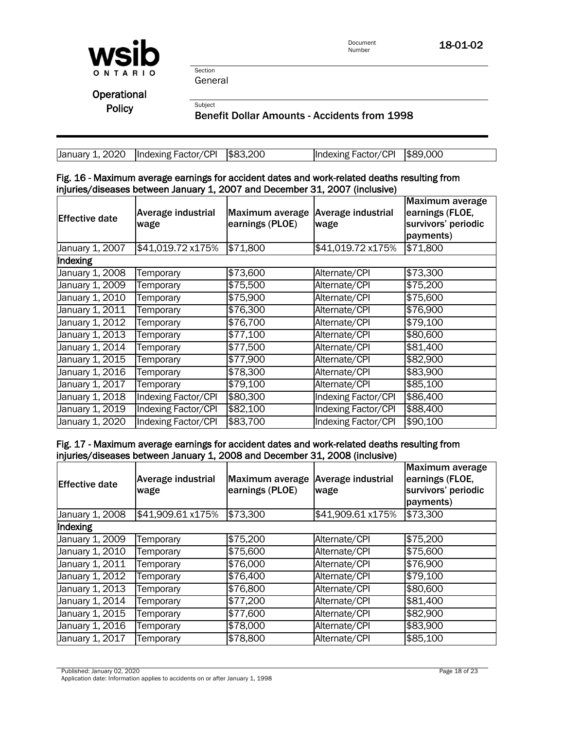| January 1, 2020 | Indexing Factor/CPI | $83,200 | Indexing Factor/CPI | $89,000 |
|---|---|---|---|---|

**Fig. 16 - Maximum average earnings for accident dates and work-related deaths resulting from injuries/diseases between January 1, 2007 and December 31, 2007 (inclusive)**

| Effective date | Average industrial wage | Maximum average earnings (PLOE) | Average industrial wage | Maximum average earnings (FLOE, survivors' periodic payments) |
|---|---|---|---|---|
| January 1, 2007 | $41,019.72 x175% | $71,800 | $41,019.72 x175% | $71,800 |
| Indexing | | | | |
| January 1, 2008 | Temporary | $73,600 | Alternate/CPI | $73,300 |
| January 1, 2009 | Temporary | $75,500 | Alternate/CPI | $75,200 |
| January 1, 2010 | Temporary | $75,900 | Alternate/CPI | $75,600 |
| January 1, 2011 | Temporary | $76,300 | Alternate/CPI | $76,900 |
| January 1, 2012 | Temporary | $76,700 | Alternate/CPI | $79,100 |
| January 1, 2013 | Temporary | $77,100 | Alternate/CPI | $80,600 |
| January 1, 2014 | Temporary | $77,500 | Alternate/CPI | $81,400 |
| January 1, 2015 | Temporary | $77,900 | Alternate/CPI | $82,900 |
| January 1, 2016 | Temporary | $78,300 | Alternate/CPI | $83,900 |
| January 1, 2017 | Temporary | $79,100 | Alternate/CPI | $85,100 |
| January 1, 2018 | Indexing Factor/CPI | $80,300 | Indexing Factor/CPI | $86,400 |
| January 1, 2019 | Indexing Factor/CPI | $82,100 | Indexing Factor/CPI | $88,400 |
| January 1, 2020 | Indexing Factor/CPI | $83,700 | Indexing Factor/CPI | $90,100 |

**Fig. 17 - Maximum average earnings for accident dates and work-related deaths resulting from injuries/diseases between January 1, 2008 and December 31, 2008 (inclusive)**

| Effective date | Average industrial wage | Maximum average earnings (PLOE) | Average industrial wage | Maximum average earnings (FLOE, survivors' periodic payments) |
|---|---|---|---|---|
| January 1, 2008 | $41,909.61 x175% | $73,300 | $41,909.61 x175% | $73,300 |
| Indexing | | | | |
| January 1, 2009 | Temporary | $75,200 | Alternate/CPI | $75,200 |
| January 1, 2010 | Temporary | $75,600 | Alternate/CPI | $75,600 |
| January 1, 2011 | Temporary | $76,000 | Alternate/CPI | $76,900 |
| January 1, 2012 | Temporary | $76,400 | Alternate/CPI | $79,100 |
| January 1, 2013 | Temporary | $76,800 | Alternate/CPI | $80,600 |
| January 1, 2014 | Temporary | $77,200 | Alternate/CPI | $81,400 |
| January 1, 2015 | Temporary | $77,600 | Alternate/CPI | $82,900 |
| January 1, 2016 | Temporary | $78,000 | Alternate/CPI | $83,900 |
| January 1, 2017 | Temporary | $78,800 | Alternate/CPI | $85,100 |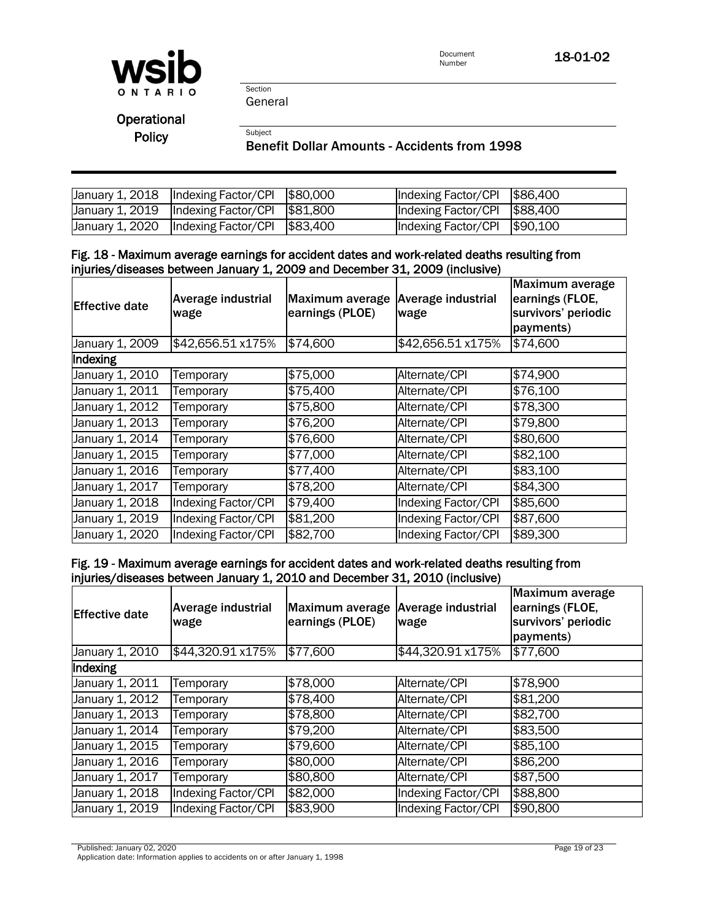| | | | | |
|---|---|---|---|---|
| January 1, 2018 | Indexing Factor/CPI | $80,000 | Indexing Factor/CPI | $86,400 |
| January 1, 2019 | Indexing Factor/CPI | $81,800 | Indexing Factor/CPI | $88,400 |
| January 1, 2020 | Indexing Factor/CPI | $83,400 | Indexing Factor/CPI | $90,100 |

**Fig. 18 - Maximum average earnings for accident dates and work-related deaths resulting from injuries/diseases between January 1, 2009 and December 31, 2009 (inclusive)**

| Effective date | Average industrial wage | Maximum average earnings (PLOE) | Average industrial wage | Maximum average earnings (FLOE, survivors' periodic payments) |
|---|---|---|---|---|
| January 1, 2009 | $42,656.51 x175% | $74,600 | $42,656.51 x175% | $74,600 |
| **Indexing** | | | | |
| January 1, 2010 | Temporary | $75,000 | Alternate/CPI | $74,900 |
| January 1, 2011 | Temporary | $75,400 | Alternate/CPI | $76,100 |
| January 1, 2012 | Temporary | $75,800 | Alternate/CPI | $78,300 |
| January 1, 2013 | Temporary | $76,200 | Alternate/CPI | $79,800 |
| January 1, 2014 | Temporary | $76,600 | Alternate/CPI | $80,600 |
| January 1, 2015 | Temporary | $77,000 | Alternate/CPI | $82,100 |
| January 1, 2016 | Temporary | $77,400 | Alternate/CPI | $83,100 |
| January 1, 2017 | Temporary | $78,200 | Alternate/CPI | $84,300 |
| January 1, 2018 | Indexing Factor/CPI | $79,400 | Indexing Factor/CPI | $85,600 |
| January 1, 2019 | Indexing Factor/CPI | $81,200 | Indexing Factor/CPI | $87,600 |
| January 1, 2020 | Indexing Factor/CPI | $82,700 | Indexing Factor/CPI | $89,300 |

**Fig. 19 - Maximum average earnings for accident dates and work-related deaths resulting from injuries/diseases between January 1, 2010 and December 31, 2010 (inclusive)**

| Effective date | Average industrial wage | Maximum average earnings (PLOE) | Average industrial wage | Maximum average earnings (FLOE, survivors' periodic payments) |
|---|---|---|---|---|
| January 1, 2010 | $44,320.91 x175% | $77,600 | $44,320.91 x175% | $77,600 |
| **Indexing** | | | | |
| January 1, 2011 | Temporary | $78,000 | Alternate/CPI | $78,900 |
| January 1, 2012 | Temporary | $78,400 | Alternate/CPI | $81,200 |
| January 1, 2013 | Temporary | $78,800 | Alternate/CPI | $82,700 |
| January 1, 2014 | Temporary | $79,200 | Alternate/CPI | $83,500 |
| January 1, 2015 | Temporary | $79,600 | Alternate/CPI | $85,100 |
| January 1, 2016 | Temporary | $80,000 | Alternate/CPI | $86,200 |
| January 1, 2017 | Temporary | $80,800 | Alternate/CPI | $87,500 |
| January 1, 2018 | Indexing Factor/CPI | $82,000 | Indexing Factor/CPI | $88,800 |
| January 1, 2019 | Indexing Factor/CPI | $83,900 | Indexing Factor/CPI | $90,800 |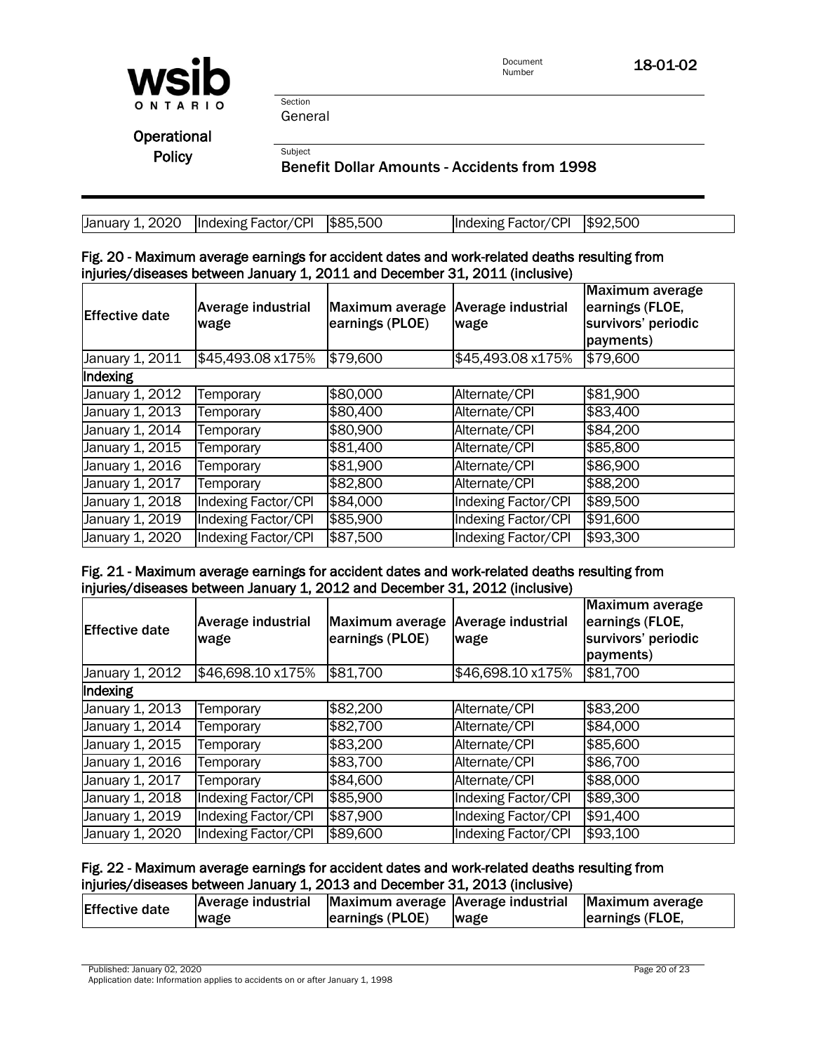| January 1, 2020 | Indexing Factor/CPI | $85,500 | Indexing Factor/CPI | $92,500 |
|---|---|---|---|---|

**Fig. 20 - Maximum average earnings for accident dates and work-related deaths resulting from injuries/diseases between January 1, 2011 and December 31, 2011 (inclusive)**

| Effective date | Average industrial wage | Maximum average earnings (PLOE) | Average industrial wage | Maximum average earnings (FLOE, survivors' periodic payments) |
|---|---|---|---|---|
| January 1, 2011 | $45,493.08 x175% | $79,600 | $45,493.08 x175% | $79,600 |
| **Indexing** | | | | |
| January 1, 2012 | Temporary | $80,000 | Alternate/CPI | $81,900 |
| January 1, 2013 | Temporary | $80,400 | Alternate/CPI | $83,400 |
| January 1, 2014 | Temporary | $80,900 | Alternate/CPI | $84,200 |
| January 1, 2015 | Temporary | $81,400 | Alternate/CPI | $85,800 |
| January 1, 2016 | Temporary | $81,900 | Alternate/CPI | $86,900 |
| January 1, 2017 | Temporary | $82,800 | Alternate/CPI | $88,200 |
| January 1, 2018 | Indexing Factor/CPI | $84,000 | Indexing Factor/CPI | $89,500 |
| January 1, 2019 | Indexing Factor/CPI | $85,900 | Indexing Factor/CPI | $91,600 |
| January 1, 2020 | Indexing Factor/CPI | $87,500 | Indexing Factor/CPI | $93,300 |

**Fig. 21 - Maximum average earnings for accident dates and work-related deaths resulting from injuries/diseases between January 1, 2012 and December 31, 2012 (inclusive)**

| Effective date | Average industrial wage | Maximum average earnings (PLOE) | Average industrial wage | Maximum average earnings (FLOE, survivors' periodic payments) |
|---|---|---|---|---|
| January 1, 2012 | $46,698.10 x175% | $81,700 | $46,698.10 x175% | $81,700 |
| **Indexing** | | | | |
| January 1, 2013 | Temporary | $82,200 | Alternate/CPI | $83,200 |
| January 1, 2014 | Temporary | $82,700 | Alternate/CPI | $84,000 |
| January 1, 2015 | Temporary | $83,200 | Alternate/CPI | $85,600 |
| January 1, 2016 | Temporary | $83,700 | Alternate/CPI | $86,700 |
| January 1, 2017 | Temporary | $84,600 | Alternate/CPI | $88,000 |
| January 1, 2018 | Indexing Factor/CPI | $85,900 | Indexing Factor/CPI | $89,300 |
| January 1, 2019 | Indexing Factor/CPI | $87,900 | Indexing Factor/CPI | $91,400 |
| January 1, 2020 | Indexing Factor/CPI | $89,600 | Indexing Factor/CPI | $93,100 |

**Fig. 22 - Maximum average earnings for accident dates and work-related deaths resulting from injuries/diseases between January 1, 2013 and December 31, 2013 (inclusive)**

| Effective date | Average industrial wage | Maximum average earnings (PLOE) | Average industrial wage | Maximum average earnings (FLOE, |
|---|---|---|---|---|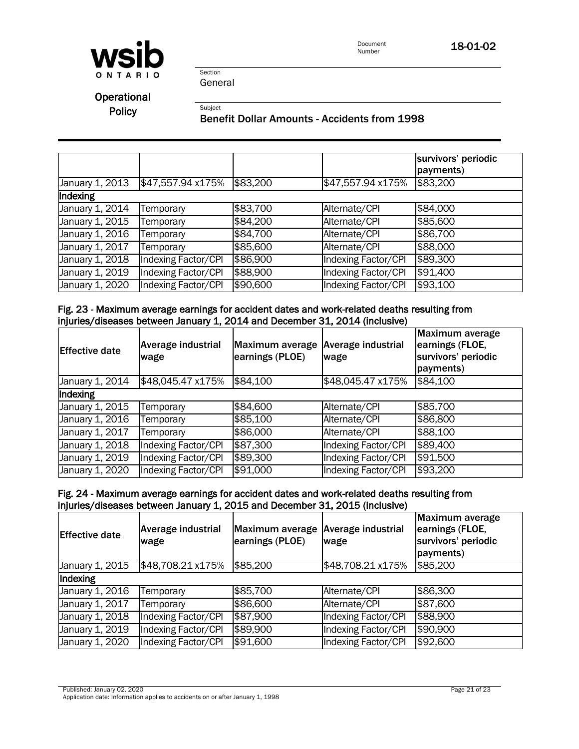| | | | | survivors' periodic payments) |
|---|---|---|---|---|
| January 1, 2013 | $47,557.94 x175% | $83,200 | $47,557.94 x175% | $83,200 |
| **Indexing** | | | | |
| January 1, 2014 | Temporary | $83,700 | Alternate/CPI | $84,000 |
| January 1, 2015 | Temporary | $84,200 | Alternate/CPI | $85,600 |
| January 1, 2016 | Temporary | $84,700 | Alternate/CPI | $86,700 |
| January 1, 2017 | Temporary | $85,600 | Alternate/CPI | $88,000 |
| January 1, 2018 | Indexing Factor/CPI | $86,900 | Indexing Factor/CPI | $89,300 |
| January 1, 2019 | Indexing Factor/CPI | $88,900 | Indexing Factor/CPI | $91,400 |
| January 1, 2020 | Indexing Factor/CPI | $90,600 | Indexing Factor/CPI | $93,100 |

**Fig. 23 - Maximum average earnings for accident dates and work-related deaths resulting from injuries/diseases between January 1, 2014 and December 31, 2014 (inclusive)**

| Effective date | Average industrial wage | Maximum average earnings (PLOE) | Average industrial wage | Maximum average earnings (FLOE, survivors' periodic payments) |
|---|---|---|---|---|
| January 1, 2014 | $48,045.47 x175% | $84,100 | $48,045.47 x175% | $84,100 |
| **Indexing** | | | | |
| January 1, 2015 | Temporary | $84,600 | Alternate/CPI | $85,700 |
| January 1, 2016 | Temporary | $85,100 | Alternate/CPI | $86,800 |
| January 1, 2017 | Temporary | $86,000 | Alternate/CPI | $88,100 |
| January 1, 2018 | Indexing Factor/CPI | $87,300 | Indexing Factor/CPI | $89,400 |
| January 1, 2019 | Indexing Factor/CPI | $89,300 | Indexing Factor/CPI | $91,500 |
| January 1, 2020 | Indexing Factor/CPI | $91,000 | Indexing Factor/CPI | $93,200 |

**Fig. 24 - Maximum average earnings for accident dates and work-related deaths resulting from injuries/diseases between January 1, 2015 and December 31, 2015 (inclusive)**

| Effective date | Average industrial wage | Maximum average earnings (PLOE) | Average industrial wage | Maximum average earnings (FLOE, survivors' periodic payments) |
|---|---|---|---|---|
| January 1, 2015 | $48,708.21 x175% | $85,200 | $48,708.21 x175% | $85,200 |
| **Indexing** | | | | |
| January 1, 2016 | Temporary | $85,700 | Alternate/CPI | $86,300 |
| January 1, 2017 | Temporary | $86,600 | Alternate/CPI | $87,600 |
| January 1, 2018 | Indexing Factor/CPI | $87,900 | Indexing Factor/CPI | $88,900 |
| January 1, 2019 | Indexing Factor/CPI | $89,900 | Indexing Factor/CPI | $90,900 |
| January 1, 2020 | Indexing Factor/CPI | $91,600 | Indexing Factor/CPI | $92,600 |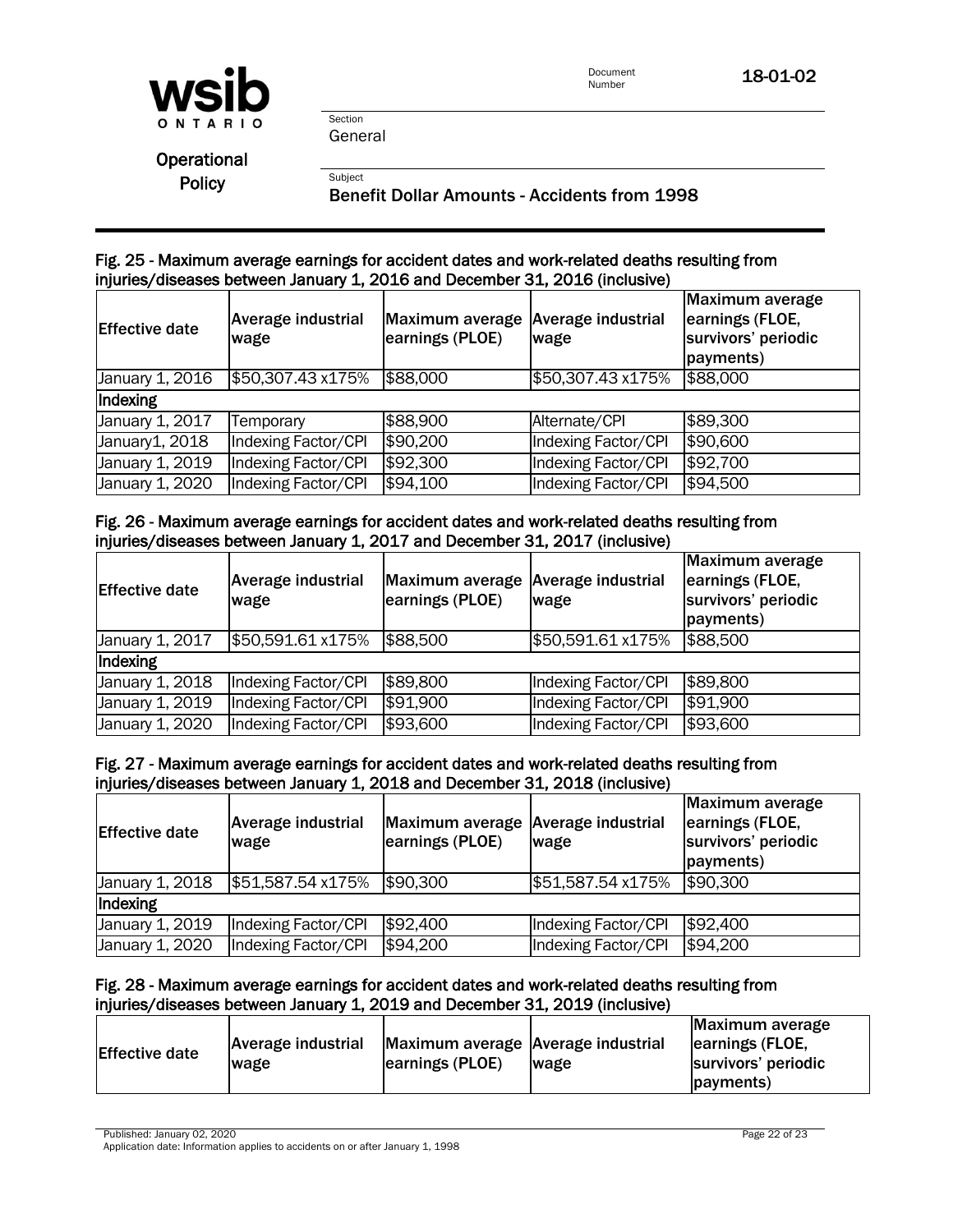#### Fig. 25 - Maximum average earnings for accident dates and work-related deaths resulting from injuries/diseases between January 1, 2016 and December 31, 2016 (inclusive)

| Effective date | Average industrial wage | Maximum average earnings (PLOE) | Average industrial wage | Maximum average earnings (FLOE, survivors' periodic payments) |
|---|---|---|---|---|
| January 1, 2016 | $50,307.43 x175% | $88,000 | $50,307.43 x175% | $88,000 |
| **Indexing** | | | | |
| January 1, 2017 | Temporary | $88,900 | Alternate/CPI | $89,300 |
| January1, 2018 | Indexing Factor/CPI | $90,200 | Indexing Factor/CPI | $90,600 |
| January 1, 2019 | Indexing Factor/CPI | $92,300 | Indexing Factor/CPI | $92,700 |
| January 1, 2020 | Indexing Factor/CPI | $94,100 | Indexing Factor/CPI | $94,500 |

#### Fig. 26 - Maximum average earnings for accident dates and work-related deaths resulting from injuries/diseases between January 1, 2017 and December 31, 2017 (inclusive)

| Effective date | Average industrial wage | Maximum average earnings (PLOE) | Average industrial wage | Maximum average earnings (FLOE, survivors' periodic payments) |
|---|---|---|---|---|
| January 1, 2017 | $50,591.61 x175% | $88,500 | $50,591.61 x175% | $88,500 |
| **Indexing** | | | | |
| January 1, 2018 | Indexing Factor/CPI | $89,800 | Indexing Factor/CPI | $89,800 |
| January 1, 2019 | Indexing Factor/CPI | $91,900 | Indexing Factor/CPI | $91,900 |
| January 1, 2020 | Indexing Factor/CPI | $93,600 | Indexing Factor/CPI | $93,600 |

#### Fig. 27 - Maximum average earnings for accident dates and work-related deaths resulting from injuries/diseases between January 1, 2018 and December 31, 2018 (inclusive)

| Effective date | Average industrial wage | Maximum average earnings (PLOE) | Average industrial wage | Maximum average earnings (FLOE, survivors' periodic payments) |
|---|---|---|---|---|
| January 1, 2018 | $51,587.54 x175% | $90,300 | $51,587.54 x175% | $90,300 |
| **Indexing** | | | | |
| January 1, 2019 | Indexing Factor/CPI | $92,400 | Indexing Factor/CPI | $92,400 |
| January 1, 2020 | Indexing Factor/CPI | $94,200 | Indexing Factor/CPI | $94,200 |

#### Fig. 28 - Maximum average earnings for accident dates and work-related deaths resulting from injuries/diseases between January 1, 2019 and December 31, 2019 (inclusive)

| Effective date | Average industrial wage | Maximum average earnings (PLOE) | Average industrial wage | Maximum average earnings (FLOE, survivors' periodic payments) |
|---|---|---|---|---|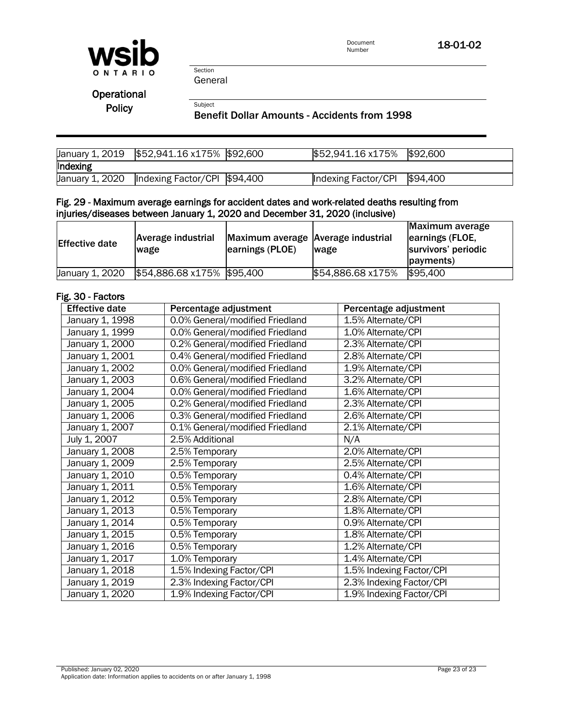| | | | | |
|---|---|---|---|---|
| January 1, 2019 | $52,941.16 x175% | $92,600 | $52,941.16 x175% | $92,600 |
| **Indexing** | | | | |
| January 1, 2020 | Indexing Factor/CPI | $94,400 | Indexing Factor/CPI | $94,400 |

### Fig. 29 - Maximum average earnings for accident dates and work-related deaths resulting from injuries/diseases between January 1, 2020 and December 31, 2020 (inclusive)

| Effective date | Average industrial wage | Maximum average earnings (PLOE) | Average industrial wage | Maximum average earnings (FLOE, survivors' periodic payments) |
|---|---|---|---|---|
| January 1, 2020 | $54,886.68 x175% | $95,400 | $54,886.68 x175% | $95,400 |

### Fig. 30 - Factors

| Effective date | Percentage adjustment | Percentage adjustment |
|---|---|---|
| January 1, 1998 | 0.0% General/modified Friedland | 1.5% Alternate/CPI |
| January 1, 1999 | 0.0% General/modified Friedland | 1.0% Alternate/CPI |
| January 1, 2000 | 0.2% General/modified Friedland | 2.3% Alternate/CPI |
| January 1, 2001 | 0.4% General/modified Friedland | 2.8% Alternate/CPI |
| January 1, 2002 | 0.0% General/modified Friedland | 1.9% Alternate/CPI |
| January 1, 2003 | 0.6% General/modified Friedland | 3.2% Alternate/CPI |
| January 1, 2004 | 0.0% General/modified Friedland | 1.6% Alternate/CPI |
| January 1, 2005 | 0.2% General/modified Friedland | 2.3% Alternate/CPI |
| January 1, 2006 | 0.3% General/modified Friedland | 2.6% Alternate/CPI |
| January 1, 2007 | 0.1% General/modified Friedland | 2.1% Alternate/CPI |
| July 1, 2007 | 2.5% Additional | N/A |
| January 1, 2008 | 2.5% Temporary | 2.0% Alternate/CPI |
| January 1, 2009 | 2.5% Temporary | 2.5% Alternate/CPI |
| January 1, 2010 | 0.5% Temporary | 0.4% Alternate/CPI |
| January 1, 2011 | 0.5% Temporary | 1.6% Alternate/CPI |
| January 1, 2012 | 0.5% Temporary | 2.8% Alternate/CPI |
| January 1, 2013 | 0.5% Temporary | 1.8% Alternate/CPI |
| January 1, 2014 | 0.5% Temporary | 0.9% Alternate/CPI |
| January 1, 2015 | 0.5% Temporary | 1.8% Alternate/CPI |
| January 1, 2016 | 0.5% Temporary | 1.2% Alternate/CPI |
| January 1, 2017 | 1.0% Temporary | 1.4% Alternate/CPI |
| January 1, 2018 | 1.5% Indexing Factor/CPI | 1.5% Indexing Factor/CPI |
| January 1, 2019 | 2.3% Indexing Factor/CPI | 2.3% Indexing Factor/CPI |
| January 1, 2020 | 1.9% Indexing Factor/CPI | 1.9% Indexing Factor/CPI |